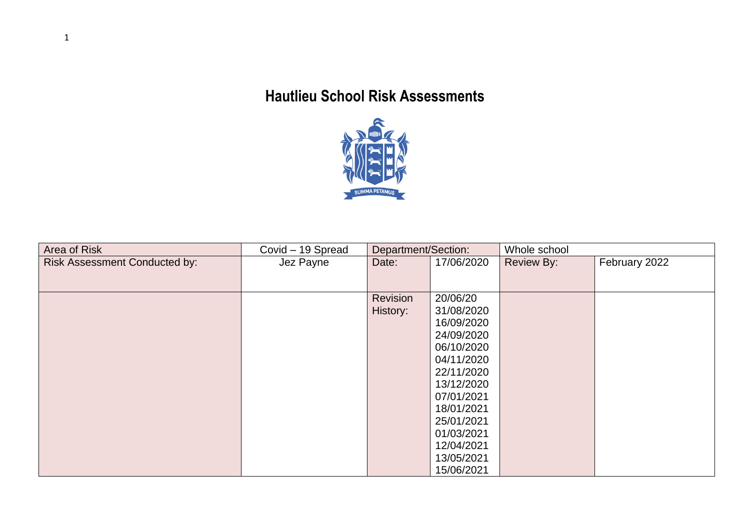# Hautlieu School Risk Assessments

| Area of Risk | Covid – 19 Spread | Department/Section: | | Whole school | |
|---|---|---|---|---|---|
| Risk Assessment Conducted by: | Jez Payne | Date: | 17/06/2020 | Review By: | February 2022 |
| | | Revision History: | 20/06/20<br>31/08/2020<br>16/09/2020<br>24/09/2020<br>06/10/2020<br>04/11/2020<br>22/11/2020<br>13/12/2020<br>07/01/2021<br>18/01/2021<br>25/01/2021<br>01/03/2021<br>12/04/2021<br>13/05/2021<br>15/06/2021 | | |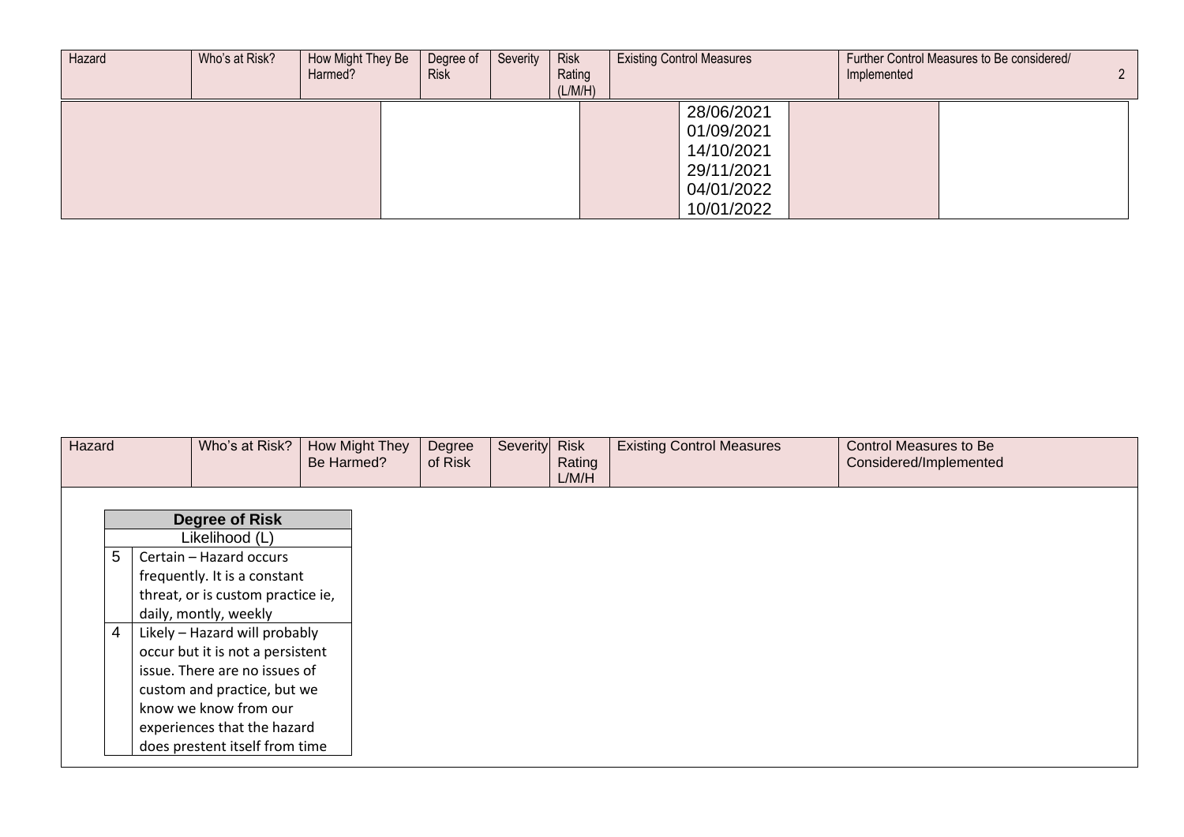| Hazard | Who's at Risk? | How Might They Be Harmed? | Degree of Risk | Severity | Risk Rating (L/M/H) | Existing Control Measures | Further Control Measures to Be considered/ Implemented |
|---|---|---|---|---|---|---|---|
| | | | | | | 28/06/2021<br>01/09/2021<br>14/10/2021<br>29/11/2021<br>04/01/2022<br>10/01/2022 | |

| Hazard | Who's at Risk? | How Might They Be Harmed? | Degree of Risk | Severity | Risk Rating L/M/H | Existing Control Measures | Control Measures to Be Considered/Implemented |
|---|---|---|---|---|---|---|---|

| Degree of Risk | |
|---|---|
| Likelihood (L) | |
| 5 | Certain – Hazard occurs frequently. It is a constant threat, or is custom practice ie, daily, montly, weekly |
| 4 | Likely – Hazard will probably occur but it is not a persistent issue. There are no issues of custom and practice, but we know we know from our experiences that the hazard does prestent itself from time |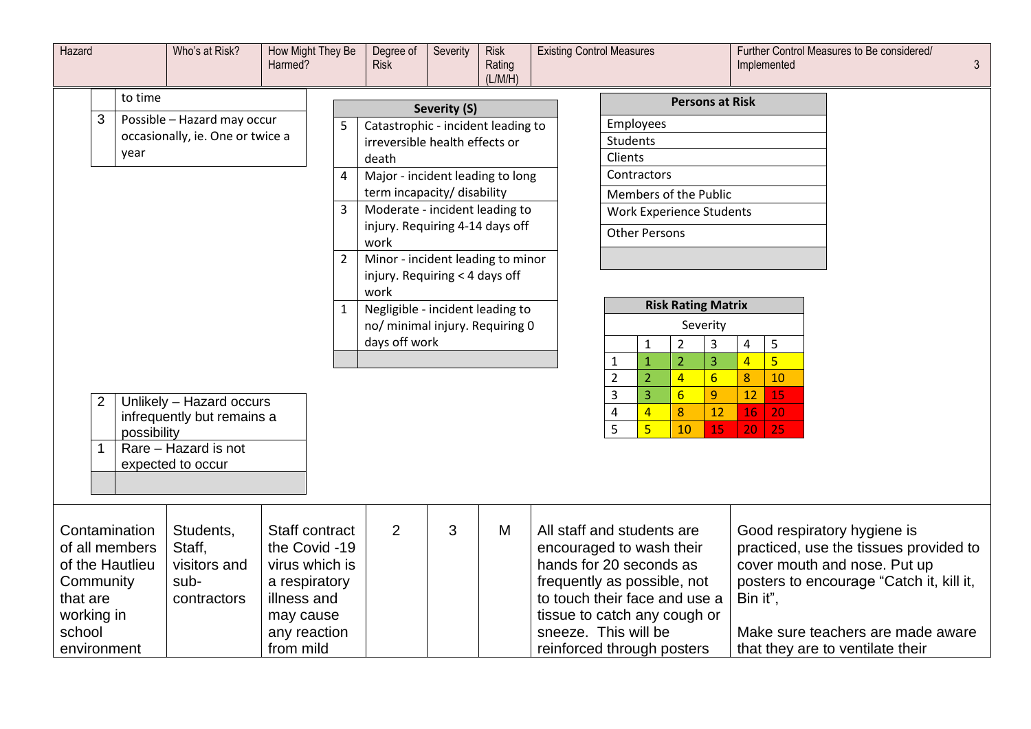| Hazard | Who's at Risk? | How Might They Be Harmed? | Degree of Risk | Severity | Risk Rating (L/M/H) | Existing Control Measures | Further Control Measures to Be considered/ Implemented |
|---|---|---|---|---|---|---|---|

| | |
|---|---|
| | to time |
| 3 | Possible – Hazard may occur occasionally, ie. One or twice a year |
| 2 | Unlikely – Hazard occurs infrequently but remains a possibility |
| 1 | Rare – Hazard is not expected to occur |
| | |

| Severity (S) | |
|---|---|
| 5 | Catastrophic - incident leading to irreversible health effects or death |
| 4 | Major - incident leading to long term incapacity/ disability |
| 3 | Moderate - incident leading to injury. Requiring 4-14 days off work |
| 2 | Minor - incident leading to minor injury. Requiring < 4 days off work |
| 1 | Negligible - incident leading to no/ minimal injury. Requiring 0 days off work |
| | |

| Persons at Risk |
|---|
| Employees |
| Students |
| Clients |
| Contractors |
| Members of the Public |
| Work Experience Students |
| Other Persons |
| |

**Risk Rating Matrix**

| | Severity | | | | |
|---|---|---|---|---|---|
| | 1 | 2 | 3 | 4 | 5 |
| 1 | 1 | 2 | 3 | 4 | 5 |
| 2 | 2 | 4 | 6 | 8 | 10 |
| 3 | 3 | 6 | 9 | 12 | 15 |
| 4 | 4 | 8 | 12 | 16 | 20 |
| 5 | 5 | 10 | 15 | 20 | 25 |

| Hazard | Who's at Risk? | How Might They Be Harmed? | Degree of Risk | Severity | Risk Rating (L/M/H) | Existing Control Measures | Further Control Measures to Be considered/ Implemented |
|---|---|---|---|---|---|---|---|
| Contamination of all members of the Hautlieu Community that are working in school environment | Students, Staff, visitors and sub-contractors | Staff contract the Covid -19 virus which is a respiratory illness and may cause any reaction from mild | 2 | 3 | M | All staff and students are encouraged to wash their hands for 20 seconds as frequently as possible, not to touch their face and use a tissue to catch any cough or sneeze. This will be reinforced through posters | Good respiratory hygiene is practiced, use the tissues provided to cover mouth and nose. Put up posters to encourage "Catch it, kill it, Bin it",<br><br>Make sure teachers are made aware that they are to ventilate their |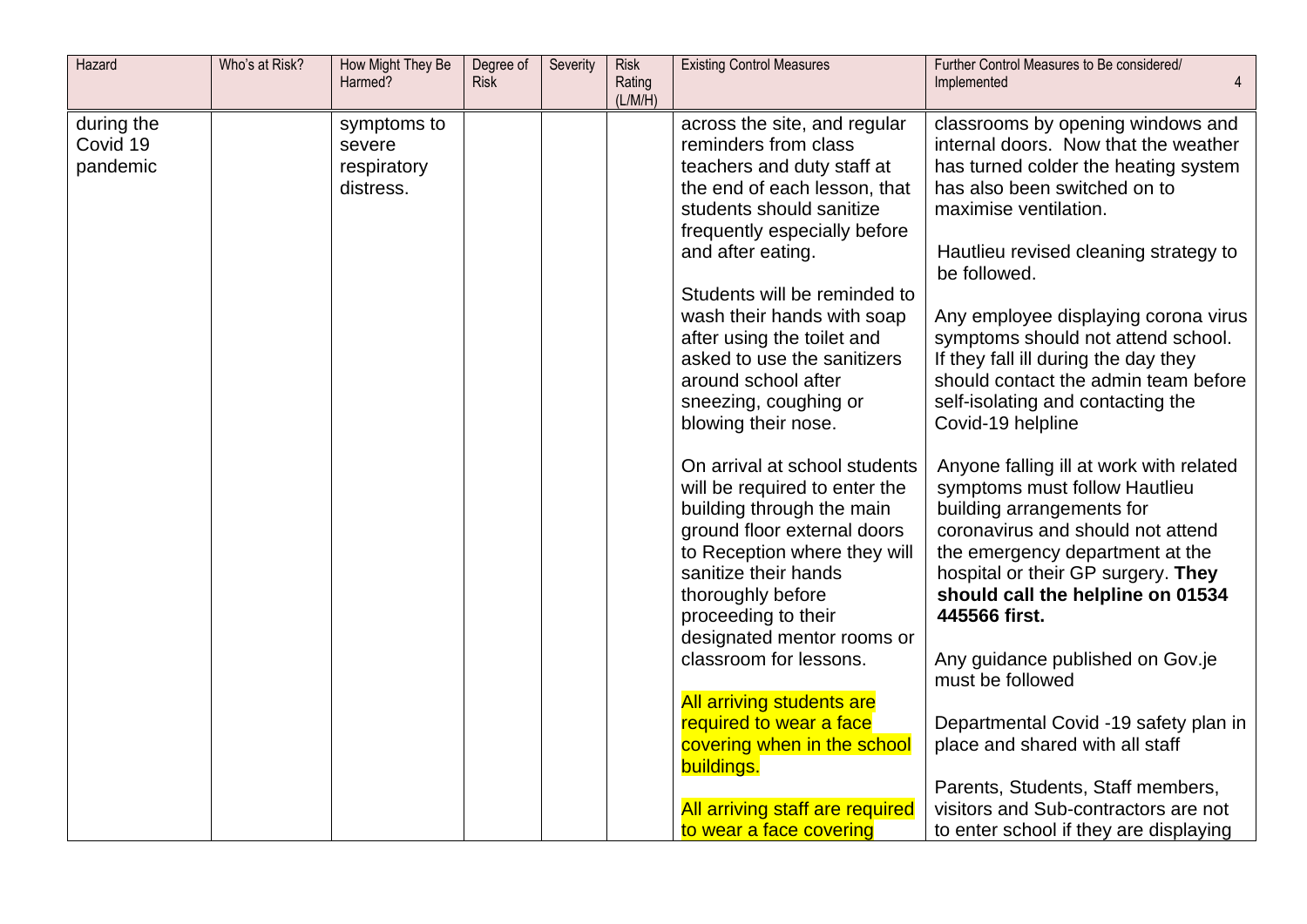| Hazard | Who's at Risk? | How Might They Be Harmed? | Degree of Risk | Severity | Risk Rating (L/M/H) | Existing Control Measures | Further Control Measures to Be considered/ Implemented |
|---|---|---|---|---|---|---|---|
| during the Covid 19 pandemic | | symptoms to severe respiratory distress. | | | | across the site, and regular reminders from class teachers and duty staff at the end of each lesson, that students should sanitize frequently especially before and after eating.<br><br>Students will be reminded to wash their hands with soap after using the toilet and asked to use the sanitizers around school after sneezing, coughing or blowing their nose.<br><br>On arrival at school students will be required to enter the building through the main ground floor external doors to Reception where they will sanitize their hands thoroughly before proceeding to their designated mentor rooms or classroom for lessons.<br><br>All arriving students are required to wear a face covering when in the school buildings.<br><br>All arriving staff are required to wear a face covering | classrooms by opening windows and internal doors. Now that the weather has turned colder the heating system has also been switched on to maximise ventilation.<br><br>Hautlieu revised cleaning strategy to be followed.<br><br>Any employee displaying corona virus symptoms should not attend school. If they fall ill during the day they should contact the admin team before self-isolating and contacting the Covid-19 helpline<br><br>Anyone falling ill at work with related symptoms must follow Hautlieu building arrangements for coronavirus and should not attend the emergency department at the hospital or their GP surgery. **They should call the helpline on 01534 445566 first.**<br><br>Any guidance published on Gov.je must be followed<br><br>Departmental Covid -19 safety plan in place and shared with all staff<br><br>Parents, Students, Staff members, visitors and Sub-contractors are not to enter school if they are displaying |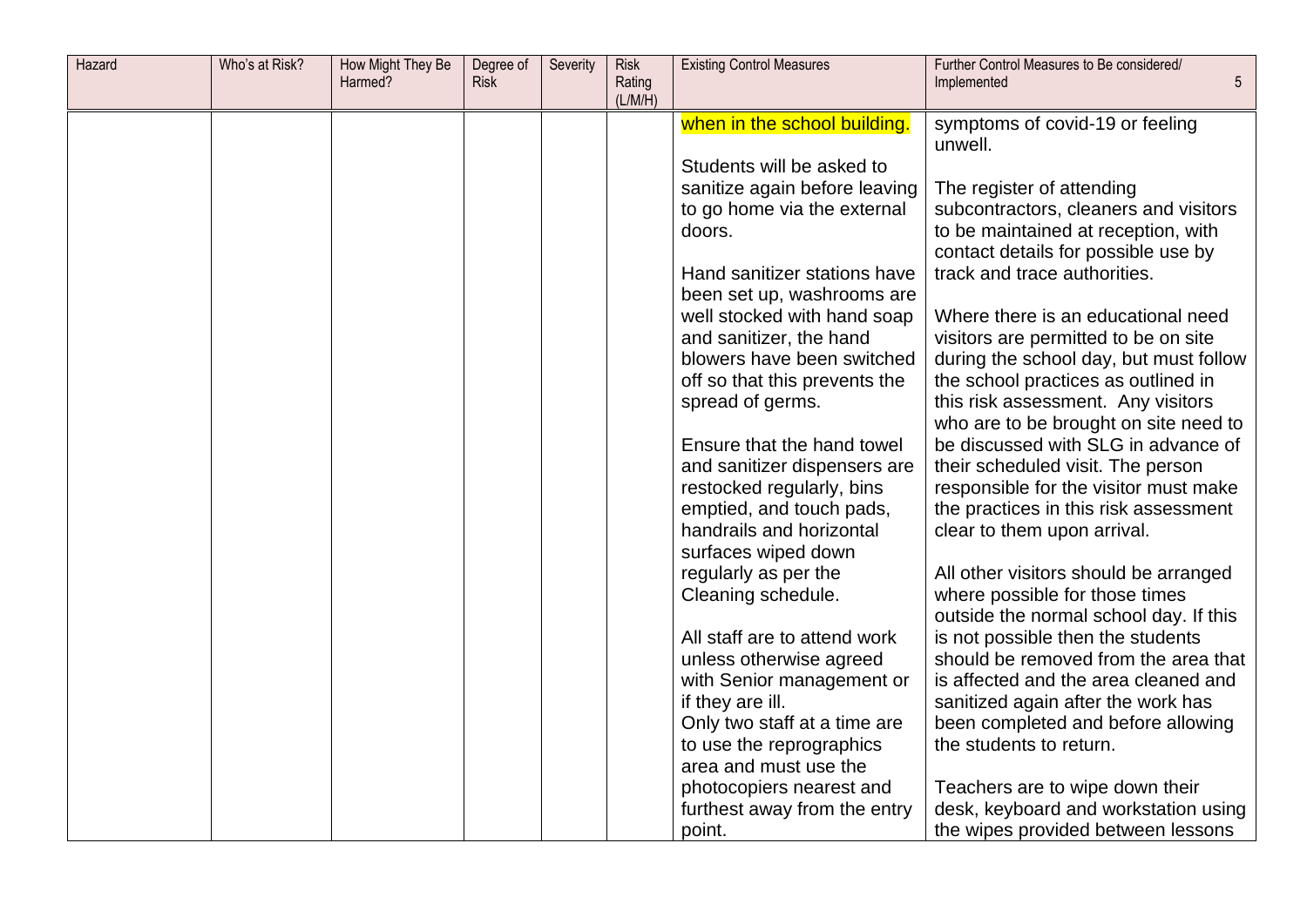| Hazard | Who's at Risk? | How Might They Be Harmed? | Degree of Risk | Severity | Risk Rating (L/M/H) | Existing Control Measures | Further Control Measures to Be considered/ Implemented |
|---|---|---|---|---|---|---|---|
| | | | | | | when in the school building.<br><br>Students will be asked to sanitize again before leaving to go home via the external doors.<br><br>Hand sanitizer stations have been set up, washrooms are well stocked with hand soap and sanitizer, the hand blowers have been switched off so that this prevents the spread of germs.<br><br>Ensure that the hand towel and sanitizer dispensers are restocked regularly, bins emptied, and touch pads, handrails and horizontal surfaces wiped down regularly as per the Cleaning schedule.<br><br>All staff are to attend work unless otherwise agreed with Senior management or if they are ill.<br>Only two staff at a time are to use the reprographics area and must use the photocopiers nearest and furthest away from the entry point. | symptoms of covid-19 or feeling unwell.<br><br>The register of attending subcontractors, cleaners and visitors to be maintained at reception, with contact details for possible use by track and trace authorities.<br><br>Where there is an educational need visitors are permitted to be on site during the school day, but must follow the school practices as outlined in this risk assessment. Any visitors who are to be brought on site need to be discussed with SLG in advance of their scheduled visit. The person responsible for the visitor must make the practices in this risk assessment clear to them upon arrival.<br><br>All other visitors should be arranged where possible for those times outside the normal school day. If this is not possible then the students should be removed from the area that is affected and the area cleaned and sanitized again after the work has been completed and before allowing the students to return.<br><br>Teachers are to wipe down their desk, keyboard and workstation using the wipes provided between lessons |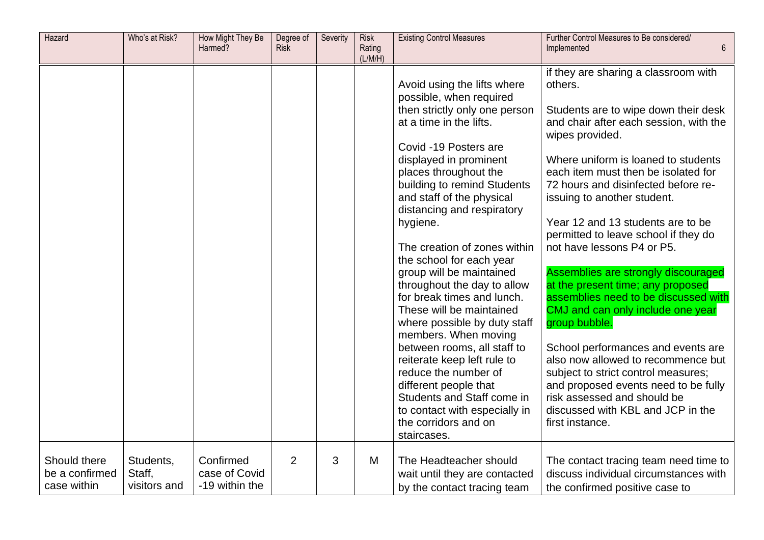| Hazard | Who's at Risk? | How Might They Be Harmed? | Degree of Risk | Severity | Risk Rating (L/M/H) | Existing Control Measures | Further Control Measures to Be considered/ Implemented |
|---|---|---|---|---|---|---|---|
| | | | | | | Avoid using the lifts where possible, when required then strictly only one person at a time in the lifts.<br><br>Covid -19 Posters are displayed in prominent places throughout the building to remind Students and staff of the physical distancing and respiratory hygiene.<br><br>The creation of zones within the school for each year group will be maintained throughout the day to allow for break times and lunch. These will be maintained where possible by duty staff members. When moving between rooms, all staff to reiterate keep left rule to reduce the number of different people that Students and Staff come in to contact with especially in the corridors and on staircases. | if they are sharing a classroom with others.<br><br>Students are to wipe down their desk and chair after each session, with the wipes provided.<br><br>Where uniform is loaned to students each item must then be isolated for 72 hours and disinfected before re-issuing to another student.<br><br>Year 12 and 13 students are to be permitted to leave school if they do not have lessons P4 or P5.<br><br>Assemblies are strongly discouraged at the present time; any proposed assemblies need to be discussed with CMJ and can only include one year group bubble.<br><br>School performances and events are also now allowed to recommence but subject to strict control measures; and proposed events need to be fully risk assessed and should be discussed with KBL and JCP in the first instance. |
| Should there be a confirmed case within | Students, Staff, visitors and | Confirmed case of Covid -19 within the | 2 | 3 | M | The Headteacher should wait until they are contacted by the contact tracing team | The contact tracing team need time to discuss individual circumstances with the confirmed positive case to |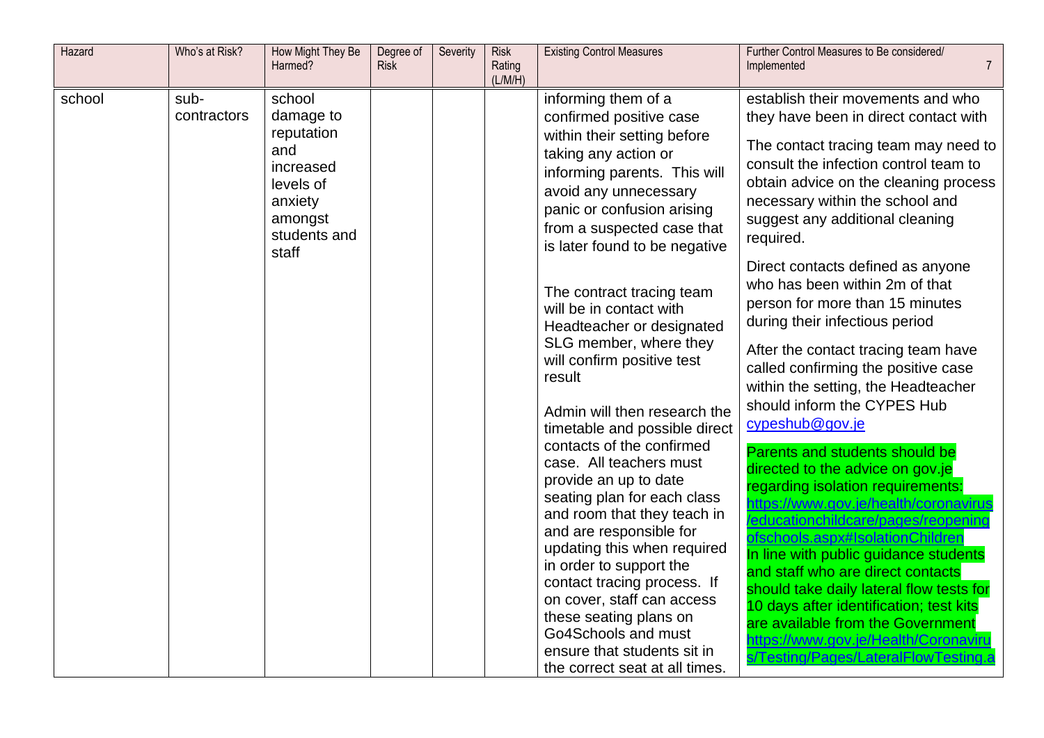| Hazard | Who's at Risk? | How Might They Be Harmed? | Degree of Risk | Severity | Risk Rating (L/M/H) | Existing Control Measures | Further Control Measures to Be considered/ Implemented |
|---|---|---|---|---|---|---|---|
| school | sub-contractors | school damage to reputation and increased levels of anxiety amongst students and staff | | | | informing them of a confirmed positive case within their setting before taking any action or informing parents. This will avoid any unnecessary panic or confusion arising from a suspected case that is later found to be negative<br><br>The contract tracing team will be in contact with Headteacher or designated SLG member, where they will confirm positive test result<br><br>Admin will then research the timetable and possible direct contacts of the confirmed case. All teachers must provide an up to date seating plan for each class and room that they teach in and are responsible for updating this when required in order to support the contact tracing process. If on cover, staff can access these seating plans on Go4Schools and must ensure that students sit in the correct seat at all times. | establish their movements and who they have been in direct contact with<br><br>The contact tracing team may need to consult the infection control team to obtain advice on the cleaning process necessary within the school and suggest any additional cleaning required.<br><br>Direct contacts defined as anyone who has been within 2m of that person for more than 15 minutes during their infectious period<br><br>After the contact tracing team have called confirming the positive case within the setting, the Headteacher should inform the CYPES Hub cypeshub@gov.je<br><br>Parents and students should be directed to the advice on gov.je regarding isolation requirements: https://www.gov.je/health/coronavirus/educationchildcare/pages/reopeningofschools.aspx#IsolationChildren In line with public guidance students and staff who are direct contacts should take daily lateral flow tests for 10 days after identification; test kits are available from the Government https://www.gov.je/Health/Coronavirus/Testing/Pages/LateralFlowTesting.a |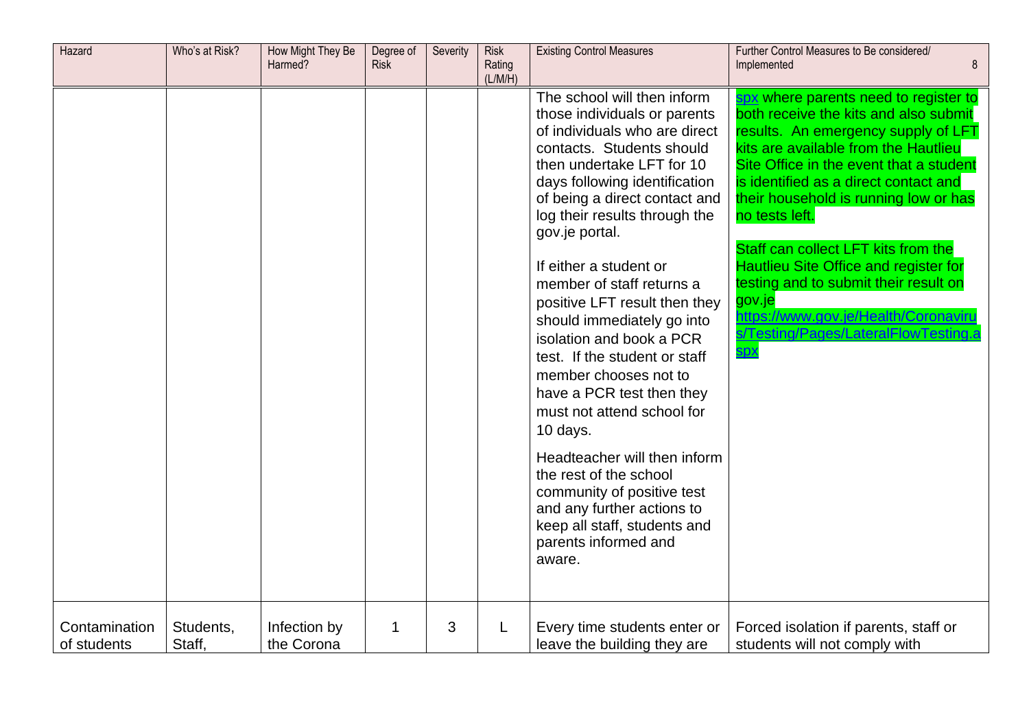| Hazard | Who's at Risk? | How Might They Be Harmed? | Degree of Risk | Severity | Risk Rating (L/M/H) | Existing Control Measures | Further Control Measures to Be considered/ Implemented |
| --- | --- | --- | --- | --- | --- | --- | --- |
| | | | | | | The school will then inform those individuals or parents of individuals who are direct contacts. Students should then undertake LFT for 10 days following identification of being a direct contact and log their results through the gov.je portal.<br><br>If either a student or member of staff returns a positive LFT result then they should immediately go into isolation and book a PCR test. If the student or staff member chooses not to have a PCR test then they must not attend school for 10 days.<br><br>Headteacher will then inform the rest of the school community of positive test and any further actions to keep all staff, students and parents informed and aware. | spx where parents need to register to both receive the kits and also submit results. An emergency supply of LFT kits are available from the Hautlieu Site Office in the event that a student is identified as a direct contact and their household is running low or has no tests left.<br><br>Staff can collect LFT kits from the Hautlieu Site Office and register for testing and to submit their result on gov.je https://www.gov.je/Health/Coronavirus/Testing/Pages/LateralFlowTesting.aspx |
| Contamination of students | Students, Staff, | Infection by the Corona | 1 | 3 | L | Every time students enter or leave the building they are | Forced isolation if parents, staff or students will not comply with |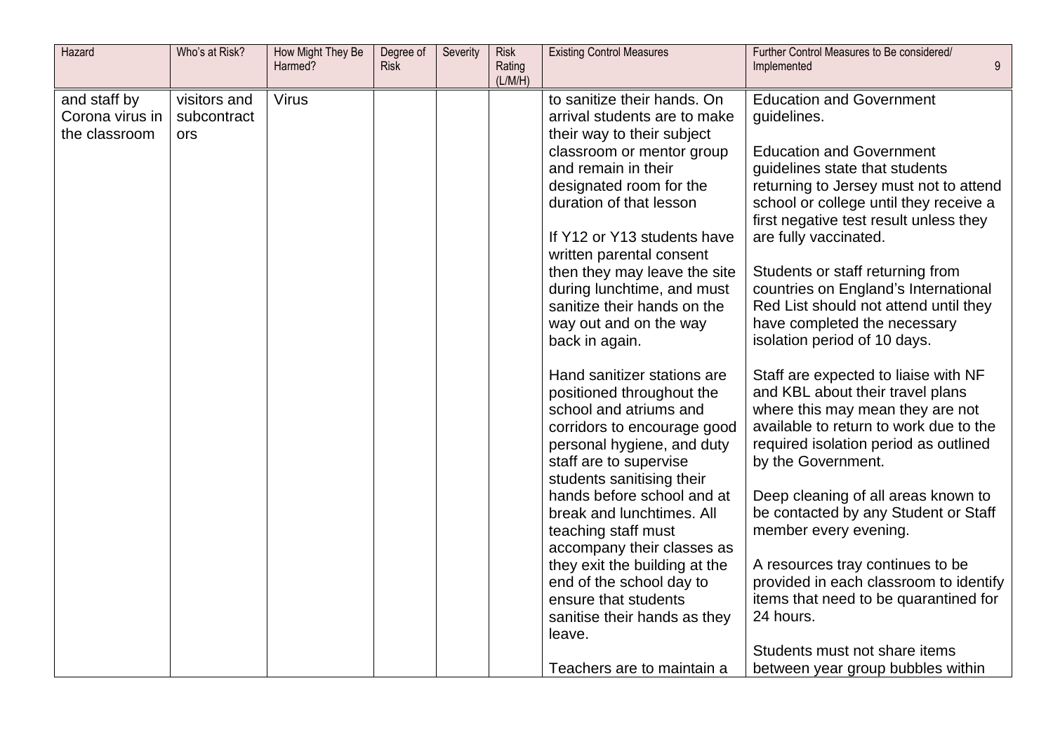| Hazard | Who's at Risk? | How Might They Be Harmed? | Degree of Risk | Severity | Risk Rating (L/M/H) | Existing Control Measures | Further Control Measures to Be considered/ Implemented |
|---|---|---|---|---|---|---|---|
| and staff by Corona virus in the classroom | visitors and subcontractors | Virus | | | | to sanitize their hands. On arrival students are to make their way to their subject classroom or mentor group and remain in their designated room for the duration of that lesson<br><br>If Y12 or Y13 students have written parental consent then they may leave the site during lunchtime, and must sanitize their hands on the way out and on the way back in again.<br><br>Hand sanitizer stations are positioned throughout the school and atriums and corridors to encourage good personal hygiene, and duty staff are to supervise students sanitising their hands before school and at break and lunchtimes. All teaching staff must accompany their classes as they exit the building at the end of the school day to ensure that students sanitise their hands as they leave.<br><br>Teachers are to maintain a | Education and Government guidelines.<br><br>Education and Government guidelines state that students returning to Jersey must not to attend school or college until they receive a first negative test result unless they are fully vaccinated.<br><br>Students or staff returning from countries on England's International Red List should not attend until they have completed the necessary isolation period of 10 days.<br><br>Staff are expected to liaise with NF and KBL about their travel plans where this may mean they are not available to return to work due to the required isolation period as outlined by the Government.<br><br>Deep cleaning of all areas known to be contacted by any Student or Staff member every evening.<br><br>A resources tray continues to be provided in each classroom to identify items that need to be quarantined for 24 hours.<br><br>Students must not share items between year group bubbles within |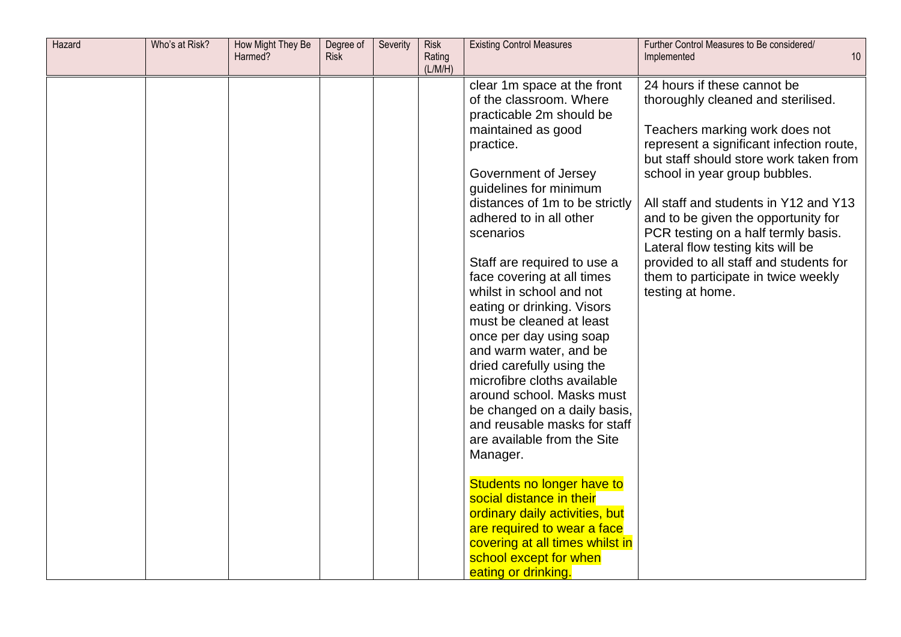| Hazard | Who's at Risk? | How Might They Be Harmed? | Degree of Risk | Severity | Risk Rating (L/M/H) | Existing Control Measures | Further Control Measures to Be considered/ Implemented |
|---|---|---|---|---|---|---|---|
| | | | | | | clear 1m space at the front of the classroom. Where practicable 2m should be maintained as good practice.<br><br>Government of Jersey guidelines for minimum distances of 1m to be strictly adhered to in all other scenarios<br><br>Staff are required to use a face covering at all times whilst in school and not eating or drinking. Visors must be cleaned at least once per day using soap and warm water, and be dried carefully using the microfibre cloths available around school. Masks must be changed on a daily basis, and reusable masks for staff are available from the Site Manager.<br><br>Students no longer have to social distance in their ordinary daily activities, but are required to wear a face covering at all times whilst in school except for when eating or drinking. | 24 hours if these cannot be thoroughly cleaned and sterilised.<br><br>Teachers marking work does not represent a significant infection route, but staff should store work taken from school in year group bubbles.<br><br>All staff and students in Y12 and Y13 and to be given the opportunity for PCR testing on a half termly basis. Lateral flow testing kits will be provided to all staff and students for them to participate in twice weekly testing at home. |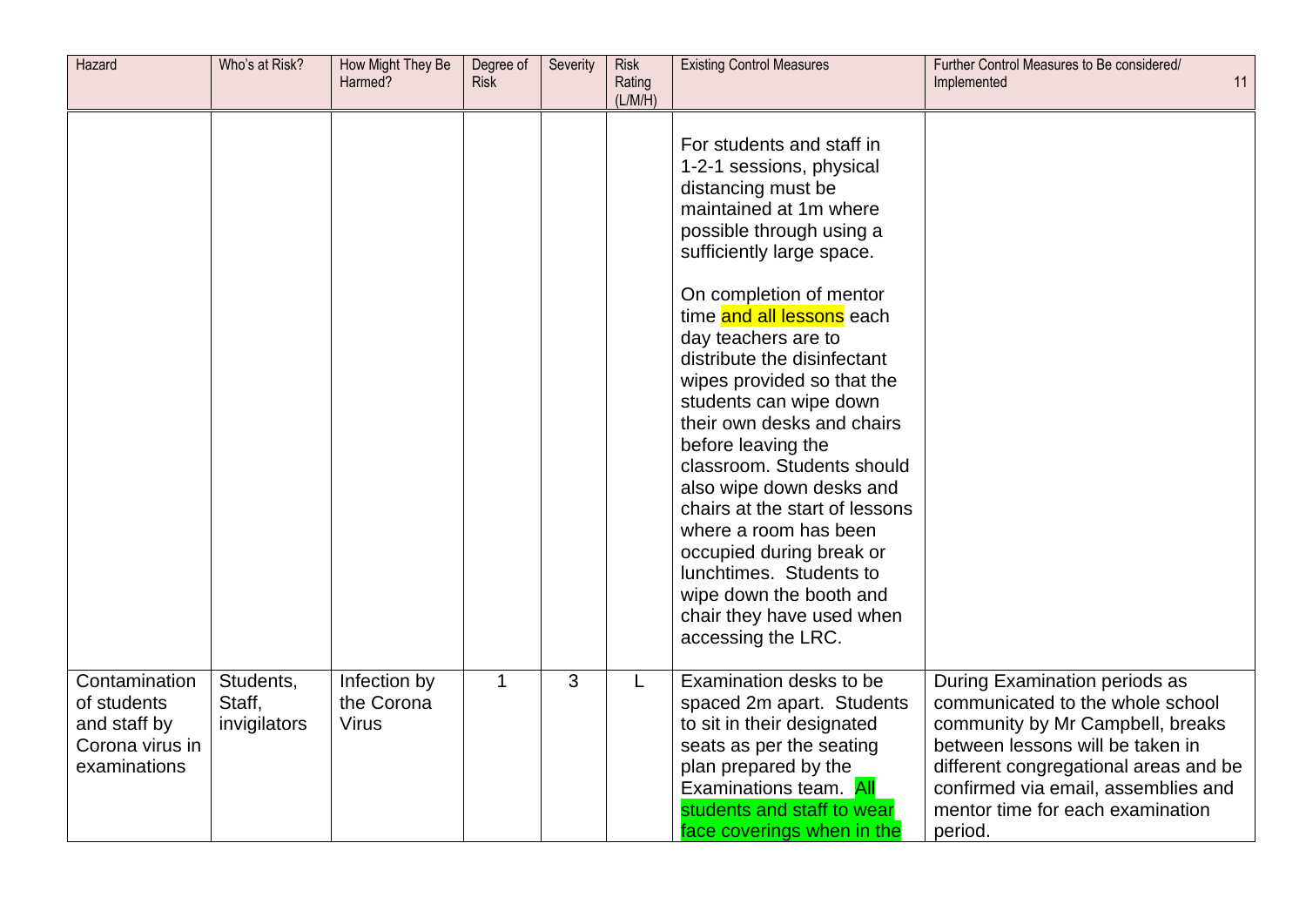| Hazard | Who's at Risk? | How Might They Be Harmed? | Degree of Risk | Severity | Risk Rating (L/M/H) | Existing Control Measures | Further Control Measures to Be considered/ Implemented |
|---|---|---|---|---|---|---|---|
| | | | | | | For students and staff in 1-2-1 sessions, physical distancing must be maintained at 1m where possible through using a sufficiently large space.<br><br>On completion of mentor time and all lessons each day teachers are to distribute the disinfectant wipes provided so that the students can wipe down their own desks and chairs before leaving the classroom. Students should also wipe down desks and chairs at the start of lessons where a room has been occupied during break or lunchtimes. Students to wipe down the booth and chair they have used when accessing the LRC. | |
| Contamination of students and staff by Corona virus in examinations | Students, Staff, invigilators | Infection by the Corona Virus | 1 | 3 | L | Examination desks to be spaced 2m apart. Students to sit in their designated seats as per the seating plan prepared by the Examinations team. All students and staff to wear face coverings when in the | During Examination periods as communicated to the whole school community by Mr Campbell, breaks between lessons will be taken in different congregational areas and be confirmed via email, assemblies and mentor time for each examination period. |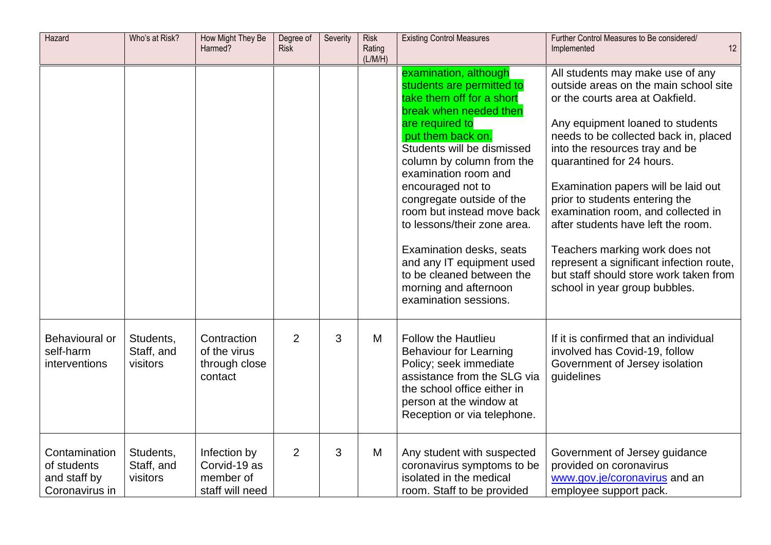| Hazard | Who's at Risk? | How Might They Be Harmed? | Degree of Risk | Severity | Risk Rating (L/M/H) | Existing Control Measures | Further Control Measures to Be considered/ Implemented |
|---|---|---|---|---|---|---|---|
| | | | | | | examination, although students are permitted to take them off for a short break when needed then are required to put them back on.<br>Students will be dismissed column by column from the examination room and encouraged not to congregate outside of the room but instead move back to lessons/their zone area.<br><br>Examination desks, seats and any IT equipment used to be cleaned between the morning and afternoon examination sessions. | All students may make use of any outside areas on the main school site or the courts area at Oakfield.<br><br>Any equipment loaned to students needs to be collected back in, placed into the resources tray and be quarantined for 24 hours.<br><br>Examination papers will be laid out prior to students entering the examination room, and collected in after students have left the room.<br><br>Teachers marking work does not represent a significant infection route, but staff should store work taken from school in year group bubbles. |
| Behavioural or self-harm interventions | Students, Staff, and visitors | Contraction of the virus through close contact | 2 | 3 | M | Follow the Hautlieu Behaviour for Learning Policy; seek immediate assistance from the SLG via the school office either in person at the window at Reception or via telephone. | If it is confirmed that an individual involved has Covid-19, follow Government of Jersey isolation guidelines |
| Contamination of students and staff by Coronavirus in | Students, Staff, and visitors | Infection by Corvid-19 as member of staff will need | 2 | 3 | M | Any student with suspected coronavirus symptoms to be isolated in the medical room. Staff to be provided | Government of Jersey guidance provided on coronavirus www.gov.je/coronavirus and an employee support pack. |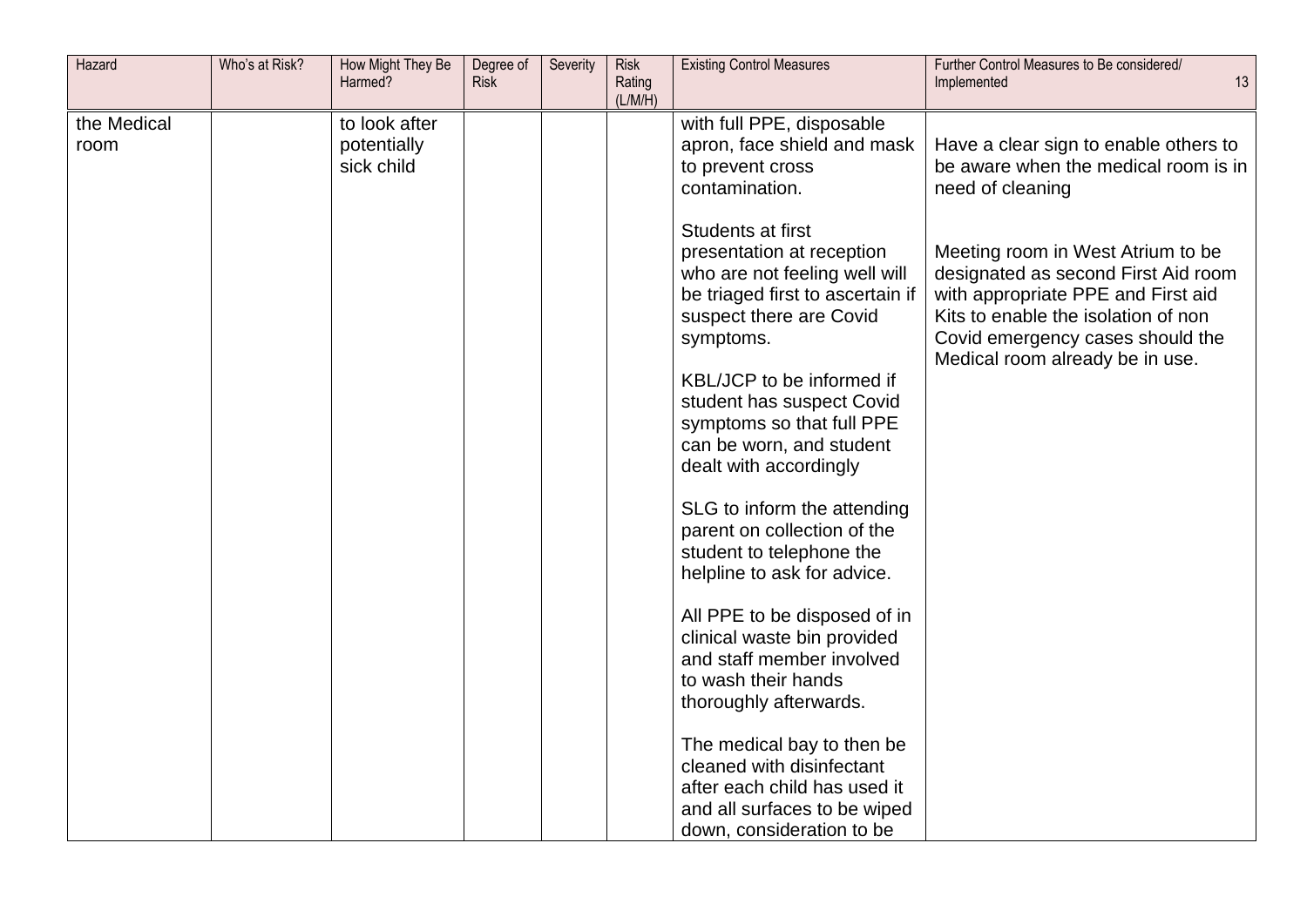| Hazard | Who's at Risk? | How Might They Be Harmed? | Degree of Risk | Severity | Risk Rating (L/M/H) | Existing Control Measures | Further Control Measures to Be considered/ Implemented |
|---|---|---|---|---|---|---|---|
| the Medical room | | to look after potentially sick child | | | | with full PPE, disposable apron, face shield and mask to prevent cross contamination.<br><br>Students at first presentation at reception who are not feeling well will be triaged first to ascertain if suspect there are Covid symptoms.<br><br>KBL/JCP to be informed if student has suspect Covid symptoms so that full PPE can be worn, and student dealt with accordingly<br><br>SLG to inform the attending parent on collection of the student to telephone the helpline to ask for advice.<br><br>All PPE to be disposed of in clinical waste bin provided and staff member involved to wash their hands thoroughly afterwards.<br><br>The medical bay to then be cleaned with disinfectant after each child has used it and all surfaces to be wiped down, consideration to be | Have a clear sign to enable others to be aware when the medical room is in need of cleaning<br><br>Meeting room in West Atrium to be designated as second First Aid room with appropriate PPE and First aid Kits to enable the isolation of non Covid emergency cases should the Medical room already be in use. |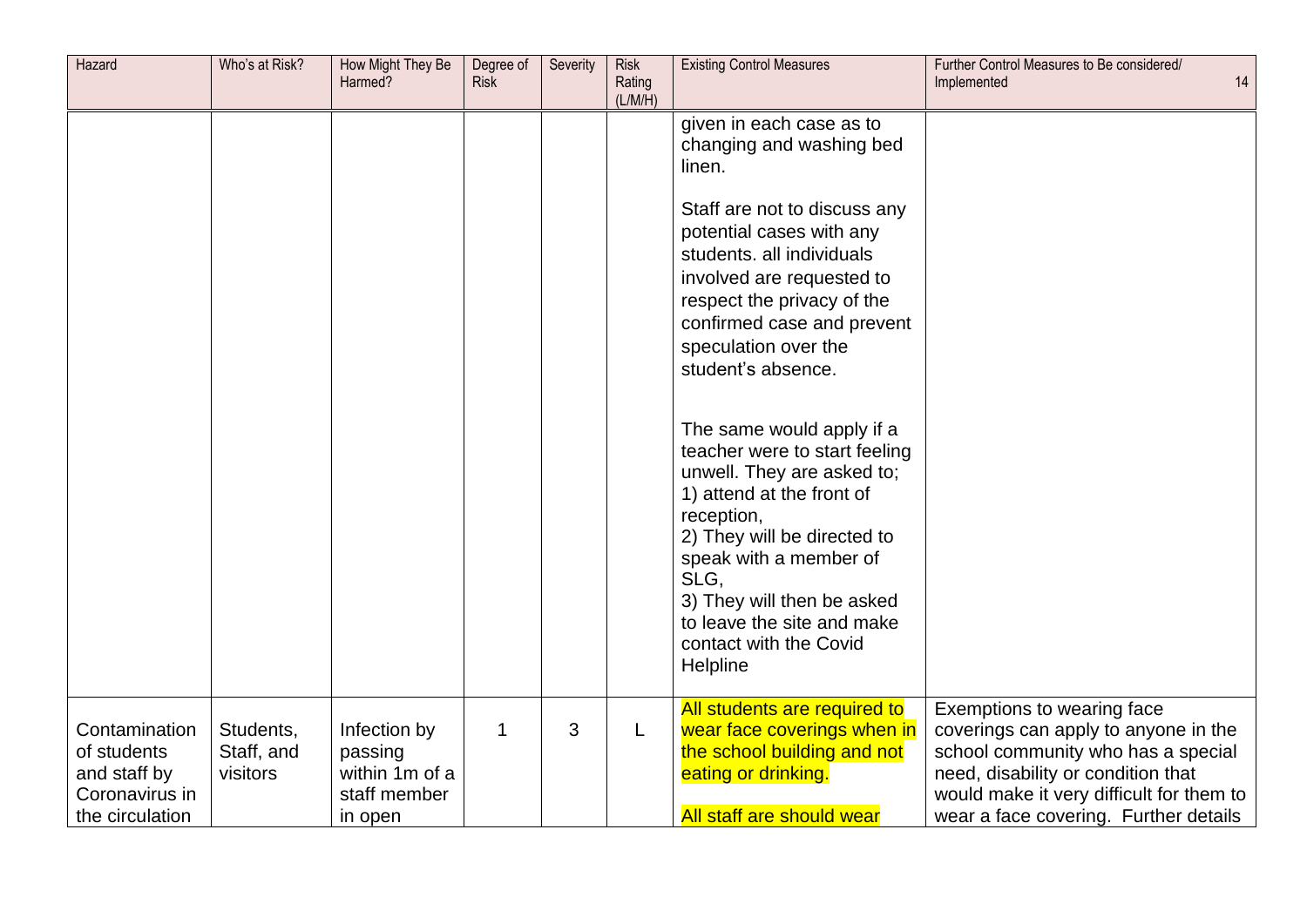| Hazard | Who's at Risk? | How Might They Be Harmed? | Degree of Risk | Severity | Risk Rating (L/M/H) | Existing Control Measures | Further Control Measures to Be considered/ Implemented |
|---|---|---|---|---|---|---|---|
| | | | | | | given in each case as to changing and washing bed linen.<br><br>Staff are not to discuss any potential cases with any students. all individuals involved are requested to respect the privacy of the confirmed case and prevent speculation over the student's absence.<br><br>The same would apply if a teacher were to start feeling unwell. They are asked to;<br>1) attend at the front of reception,<br>2) They will be directed to speak with a member of SLG,<br>3) They will then be asked to leave the site and make contact with the Covid Helpline | |
| Contamination of students and staff by Coronavirus in the circulation | Students, Staff, and visitors | Infection by passing within 1m of a staff member in open | 1 | 3 | L | All students are required to wear face coverings when in the school building and not eating or drinking.<br><br>All staff are should wear | Exemptions to wearing face coverings can apply to anyone in the school community who has a special need, disability or condition that would make it very difficult for them to wear a face covering. Further details |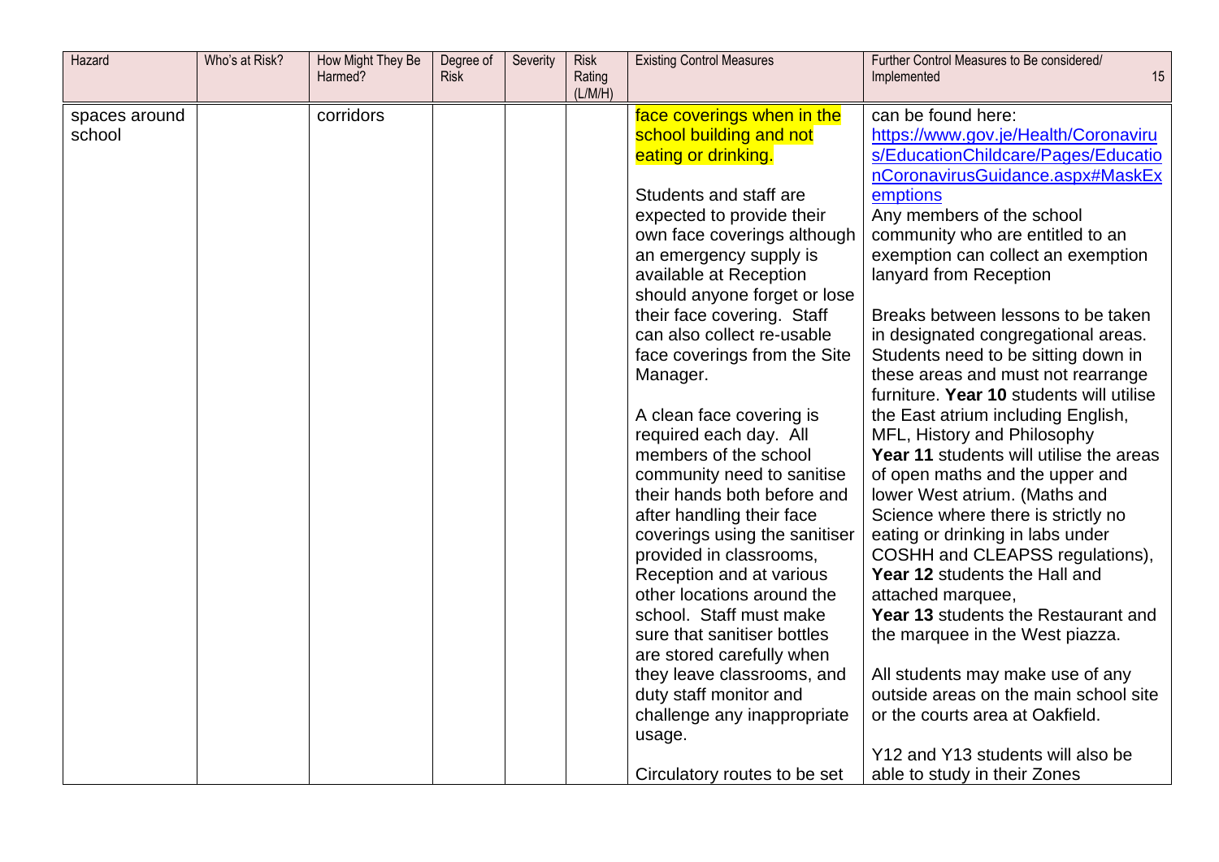| Hazard | Who's at Risk? | How Might They Be Harmed? | Degree of Risk | Severity | Risk Rating (L/M/H) | Existing Control Measures | Further Control Measures to Be considered/ Implemented |
|---|---|---|---|---|---|---|---|
| spaces around school | | corridors | | | | face coverings when in the school building and not eating or drinking.<br><br>Students and staff are expected to provide their own face coverings although an emergency supply is available at Reception should anyone forget or lose their face covering. Staff can also collect re-usable face coverings from the Site Manager.<br><br>A clean face covering is required each day. All members of the school community need to sanitise their hands both before and after handling their face coverings using the sanitiser provided in classrooms, Reception and at various other locations around the school. Staff must make sure that sanitiser bottles are stored carefully when they leave classrooms, and duty staff monitor and challenge any inappropriate usage.<br><br>Circulatory routes to be set | can be found here: https://www.gov.je/Health/Coronavirus/EducationChildcare/Pages/EducationCoronavirusGuidance.aspx#MaskExemptions<br>Any members of the school community who are entitled to an exemption can collect an exemption lanyard from Reception<br><br>Breaks between lessons to be taken in designated congregational areas. Students need to be sitting down in these areas and must not rearrange furniture. **Year 10** students will utilise the East atrium including English, MFL, History and Philosophy<br>**Year 11** students will utilise the areas of open maths and the upper and lower West atrium. (Maths and Science where there is strictly no eating or drinking in labs under COSHH and CLEAPSS regulations),<br>**Year 12** students the Hall and attached marquee,<br>**Year 13** students the Restaurant and the marquee in the West piazza.<br><br>All students may make use of any outside areas on the main school site or the courts area at Oakfield.<br><br>Y12 and Y13 students will also be able to study in their Zones |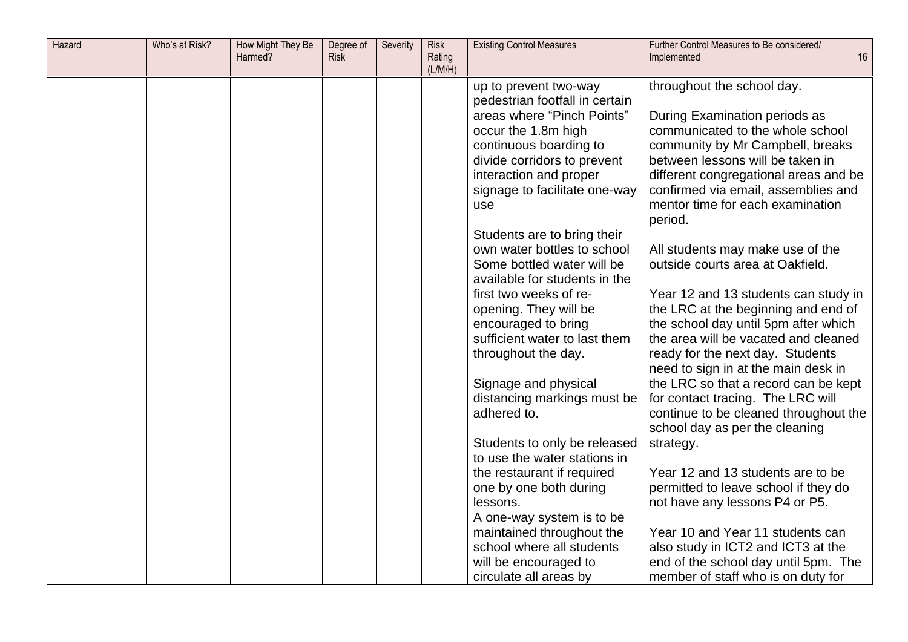| Hazard | Who's at Risk? | How Might They Be Harmed? | Degree of Risk | Severity | Risk Rating (L/M/H) | Existing Control Measures | Further Control Measures to Be considered/ Implemented |
|---|---|---|---|---|---|---|---|
| | | | | | | up to prevent two-way pedestrian footfall in certain areas where "Pinch Points" occur the 1.8m high continuous boarding to divide corridors to prevent interaction and proper signage to facilitate one-way use<br><br>Students are to bring their own water bottles to school Some bottled water will be available for students in the first two weeks of re-opening. They will be encouraged to bring sufficient water to last them throughout the day.<br><br>Signage and physical distancing markings must be adhered to.<br><br>Students to only be released to use the water stations in the restaurant if required one by one both during lessons.<br>A one-way system is to be maintained throughout the school where all students will be encouraged to circulate all areas by | throughout the school day.<br><br>During Examination periods as communicated to the whole school community by Mr Campbell, breaks between lessons will be taken in different congregational areas and be confirmed via email, assemblies and mentor time for each examination period.<br><br>All students may make use of the outside courts area at Oakfield.<br><br>Year 12 and 13 students can study in the LRC at the beginning and end of the school day until 5pm after which the area will be vacated and cleaned ready for the next day. Students need to sign in at the main desk in the LRC so that a record can be kept for contact tracing. The LRC will continue to be cleaned throughout the school day as per the cleaning strategy.<br><br>Year 12 and 13 students are to be permitted to leave school if they do not have any lessons P4 or P5.<br><br>Year 10 and Year 11 students can also study in ICT2 and ICT3 at the end of the school day until 5pm. The member of staff who is on duty for |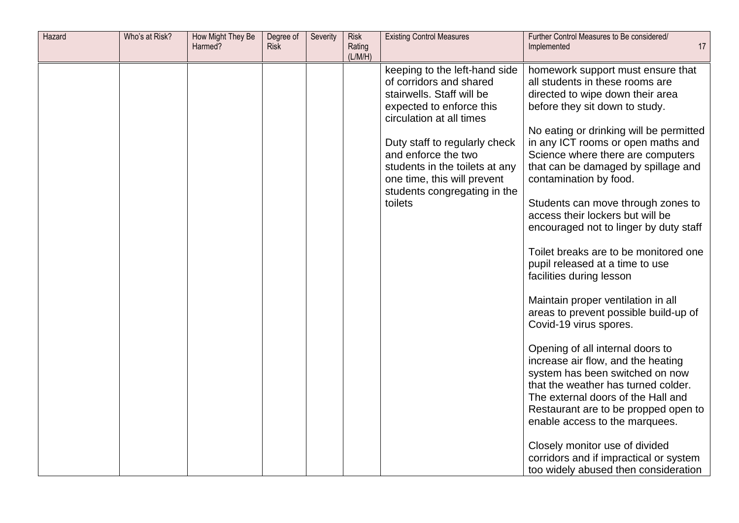| Hazard | Who's at Risk? | How Might They Be Harmed? | Degree of Risk | Severity | Risk Rating (L/M/H) | Existing Control Measures | Further Control Measures to Be considered/ Implemented |
|---|---|---|---|---|---|---|---|
| | | | | | | keeping to the left-hand side of corridors and shared stairwells. Staff will be expected to enforce this circulation at all times<br><br>Duty staff to regularly check and enforce the two students in the toilets at any one time, this will prevent students congregating in the toilets | homework support must ensure that all students in these rooms are directed to wipe down their area before they sit down to study.<br><br>No eating or drinking will be permitted in any ICT rooms or open maths and Science where there are computers that can be damaged by spillage and contamination by food.<br><br>Students can move through zones to access their lockers but will be encouraged not to linger by duty staff<br><br>Toilet breaks are to be monitored one pupil released at a time to use facilities during lesson<br><br>Maintain proper ventilation in all areas to prevent possible build-up of Covid-19 virus spores.<br><br>Opening of all internal doors to increase air flow, and the heating system has been switched on now that the weather has turned colder. The external doors of the Hall and Restaurant are to be propped open to enable access to the marquees.<br><br>Closely monitor use of divided corridors and if impractical or system too widely abused then consideration |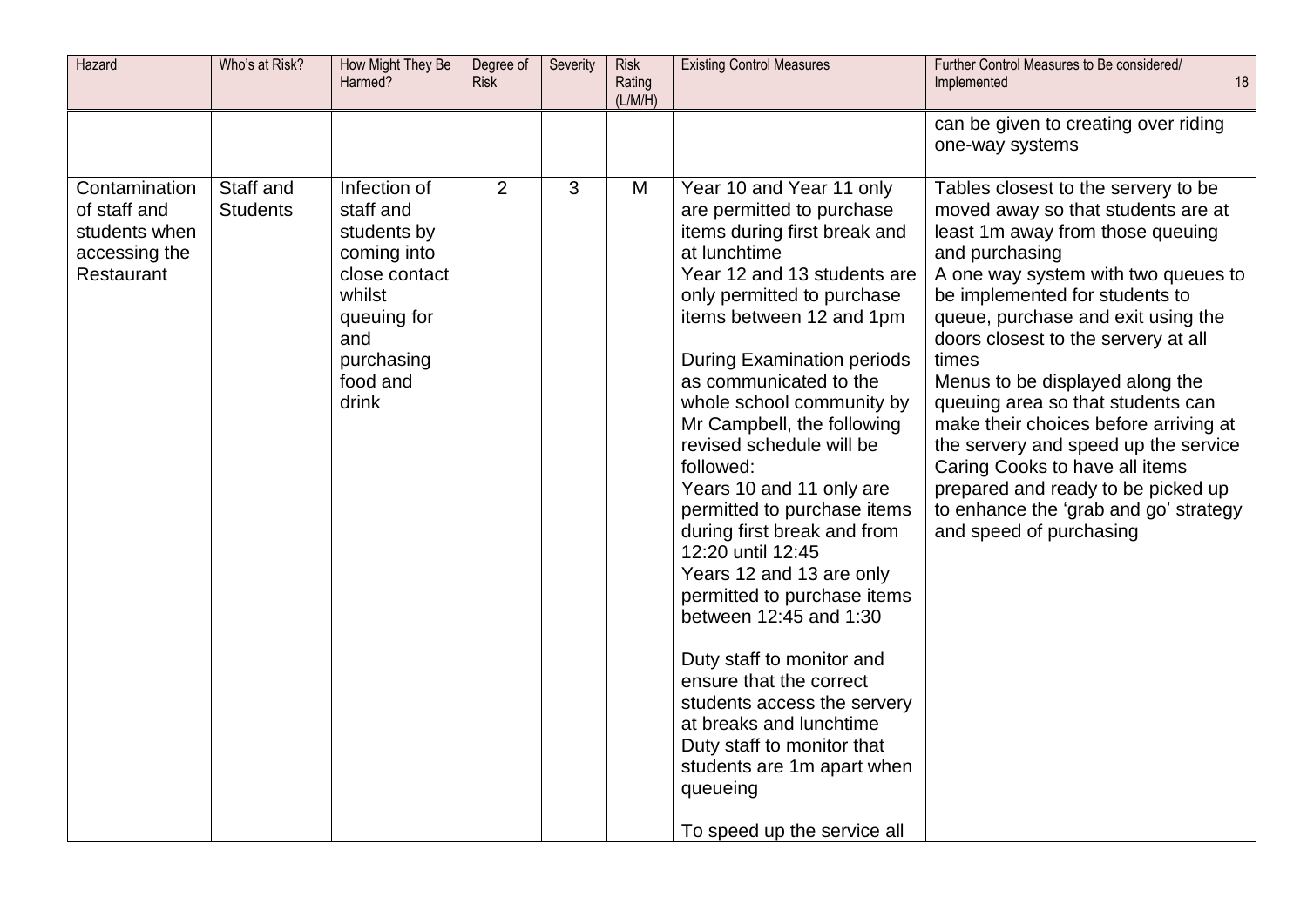| Hazard | Who's at Risk? | How Might They Be Harmed? | Degree of Risk | Severity | Risk Rating (L/M/H) | Existing Control Measures | Further Control Measures to Be considered/ Implemented |
|---|---|---|---|---|---|---|---|
| | | | | | | | can be given to creating over riding one-way systems |
| Contamination of staff and students when accessing the Restaurant | Staff and Students | Infection of staff and students by coming into close contact whilst queuing for and purchasing food and drink | 2 | 3 | M | Year 10 and Year 11 only are permitted to purchase items during first break and at lunchtime<br>Year 12 and 13 students are only permitted to purchase items between 12 and 1pm<br><br>During Examination periods as communicated to the whole school community by Mr Campbell, the following revised schedule will be followed:<br>Years 10 and 11 only are permitted to purchase items during first break and from 12:20 until 12:45<br>Years 12 and 13 are only permitted to purchase items between 12:45 and 1:30<br><br>Duty staff to monitor and ensure that the correct students access the servery at breaks and lunchtime<br>Duty staff to monitor that students are 1m apart when queueing<br><br>To speed up the service all | Tables closest to the servery to be moved away so that students are at least 1m away from those queuing and purchasing<br>A one way system with two queues to be implemented for students to queue, purchase and exit using the doors closest to the servery at all times<br>Menus to be displayed along the queuing area so that students can make their choices before arriving at the servery and speed up the service<br>Caring Cooks to have all items prepared and ready to be picked up to enhance the 'grab and go' strategy and speed of purchasing |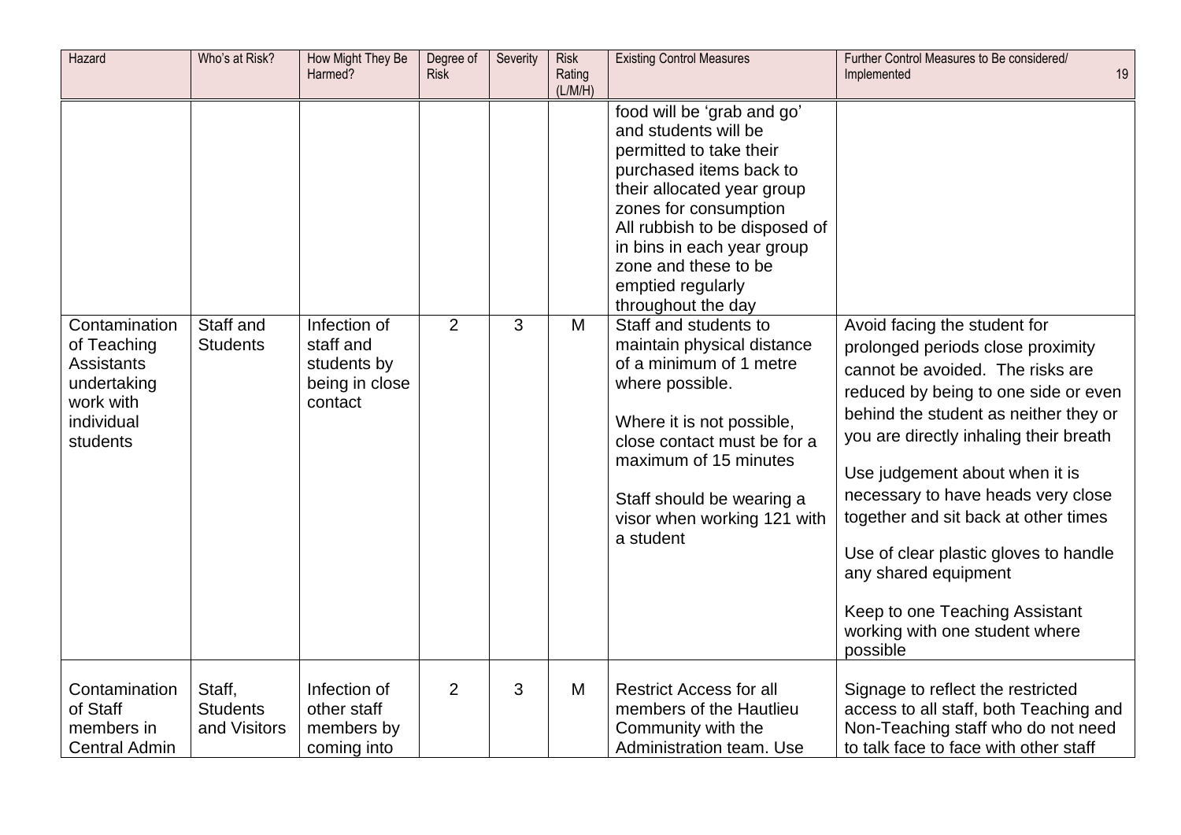| Hazard | Who's at Risk? | How Might They Be Harmed? | Degree of Risk | Severity | Risk Rating (L/M/H) | Existing Control Measures | Further Control Measures to Be considered/ Implemented |
|---|---|---|---|---|---|---|---|
| | | | | | | food will be 'grab and go' and students will be permitted to take their purchased items back to their allocated year group zones for consumption All rubbish to be disposed of in bins in each year group zone and these to be emptied regularly throughout the day | |
| Contamination of Teaching Assistants undertaking work with individual students | Staff and Students | Infection of staff and students by being in close contact | 2 | 3 | M | Staff and students to maintain physical distance of a minimum of 1 metre where possible.<br><br>Where it is not possible, close contact must be for a maximum of 15 minutes<br><br>Staff should be wearing a visor when working 121 with a student | Avoid facing the student for prolonged periods close proximity cannot be avoided. The risks are reduced by being to one side or even behind the student as neither they or you are directly inhaling their breath<br><br>Use judgement about when it is necessary to have heads very close together and sit back at other times<br><br>Use of clear plastic gloves to handle any shared equipment<br><br>Keep to one Teaching Assistant working with one student where possible |
| Contamination of Staff members in Central Admin | Staff, Students and Visitors | Infection of other staff members by coming into | 2 | 3 | M | Restrict Access for all members of the Hautlieu Community with the Administration team. Use | Signage to reflect the restricted access to all staff, both Teaching and Non-Teaching staff who do not need to talk face to face with other staff |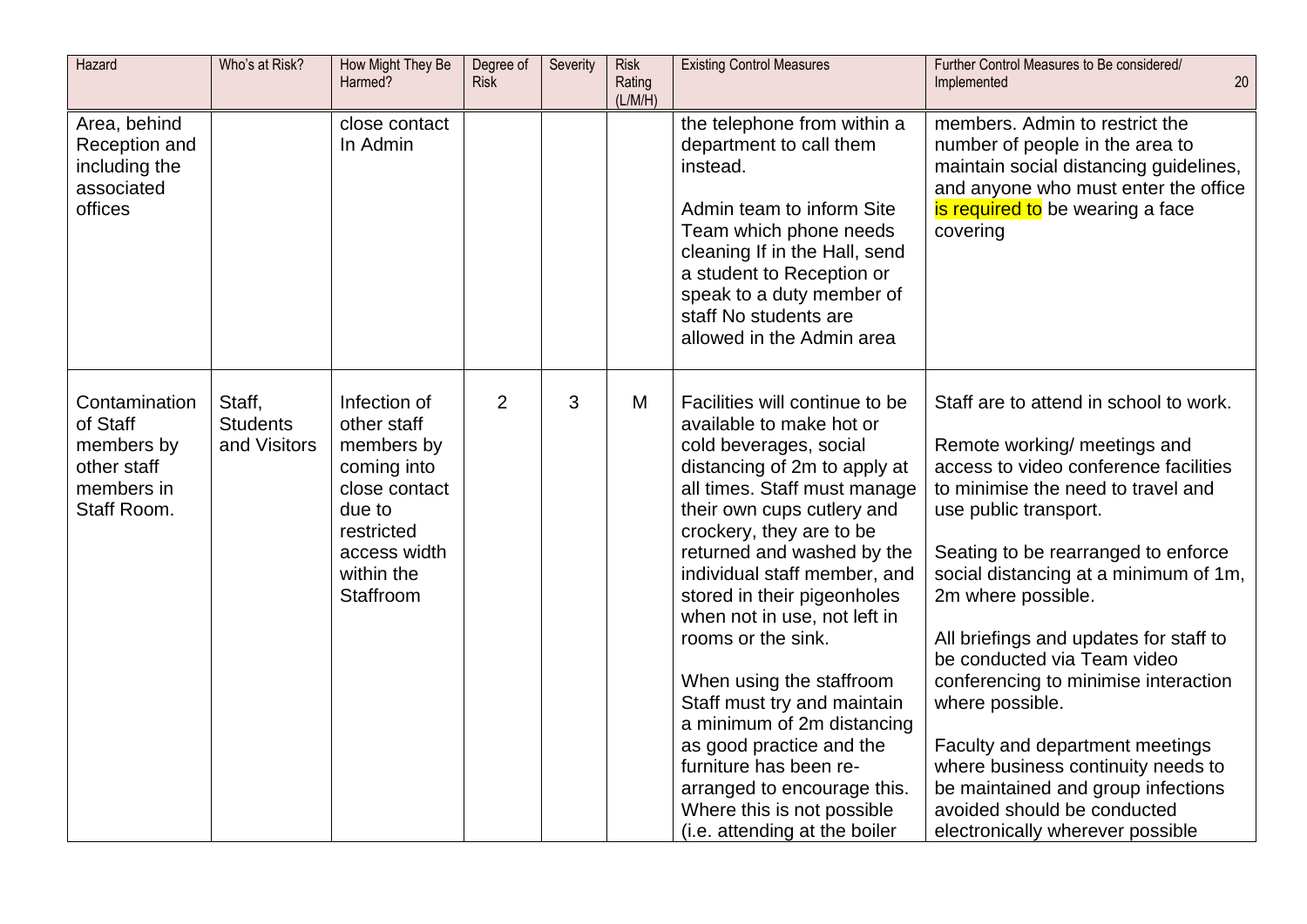| Hazard | Who's at Risk? | How Might They Be Harmed? | Degree of Risk | Severity | Risk Rating (L/M/H) | Existing Control Measures | Further Control Measures to Be considered/ Implemented |
|---|---|---|---|---|---|---|---|
| Area, behind Reception and including the associated offices | | close contact In Admin | | | | the telephone from within a department to call them instead.<br><br>Admin team to inform Site Team which phone needs cleaning If in the Hall, send a student to Reception or speak to a duty member of staff No students are allowed in the Admin area | members. Admin to restrict the number of people in the area to maintain social distancing guidelines, and anyone who must enter the office is required to be wearing a face covering |
| Contamination of Staff members by other staff members in Staff Room. | Staff, Students and Visitors | Infection of other staff members by coming into close contact due to restricted access width within the Staffroom | 2 | 3 | M | Facilities will continue to be available to make hot or cold beverages, social distancing of 2m to apply at all times. Staff must manage their own cups cutlery and crockery, they are to be returned and washed by the individual staff member, and stored in their pigeonholes when not in use, not left in rooms or the sink.<br><br>When using the staffroom Staff must try and maintain a minimum of 2m distancing as good practice and the furniture has been re-arranged to encourage this. Where this is not possible (i.e. attending at the boiler | Staff are to attend in school to work.<br><br>Remote working/ meetings and access to video conference facilities to minimise the need to travel and use public transport.<br><br>Seating to be rearranged to enforce social distancing at a minimum of 1m, 2m where possible.<br><br>All briefings and updates for staff to be conducted via Team video conferencing to minimise interaction where possible.<br><br>Faculty and department meetings where business continuity needs to be maintained and group infections avoided should be conducted electronically wherever possible |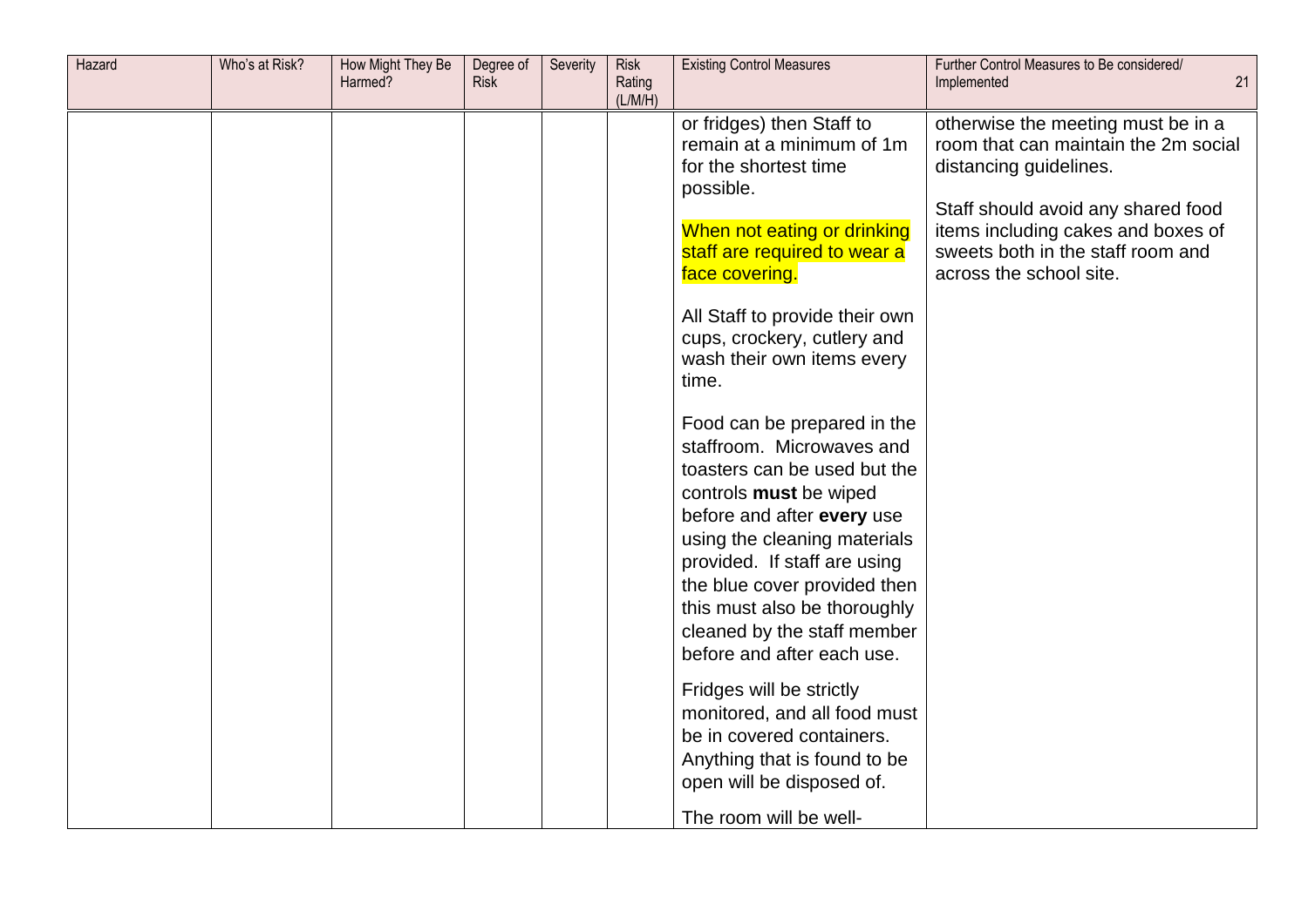| Hazard | Who's at Risk? | How Might They Be Harmed? | Degree of Risk | Severity | Risk Rating (L/M/H) | Existing Control Measures | Further Control Measures to Be considered/ Implemented |
|---|---|---|---|---|---|---|---|
| | | | | | | or fridges) then Staff to remain at a minimum of 1m for the shortest time possible.<br><br>When not eating or drinking staff are required to wear a face covering.<br><br>All Staff to provide their own cups, crockery, cutlery and wash their own items every time.<br><br>Food can be prepared in the staffroom. Microwaves and toasters can be used but the controls **must** be wiped before and after **every** use using the cleaning materials provided. If staff are using the blue cover provided then this must also be thoroughly cleaned by the staff member before and after each use.<br><br>Fridges will be strictly monitored, and all food must be in covered containers. Anything that is found to be open will be disposed of.<br><br>The room will be well- | otherwise the meeting must be in a room that can maintain the 2m social distancing guidelines.<br><br>Staff should avoid any shared food items including cakes and boxes of sweets both in the staff room and across the school site. |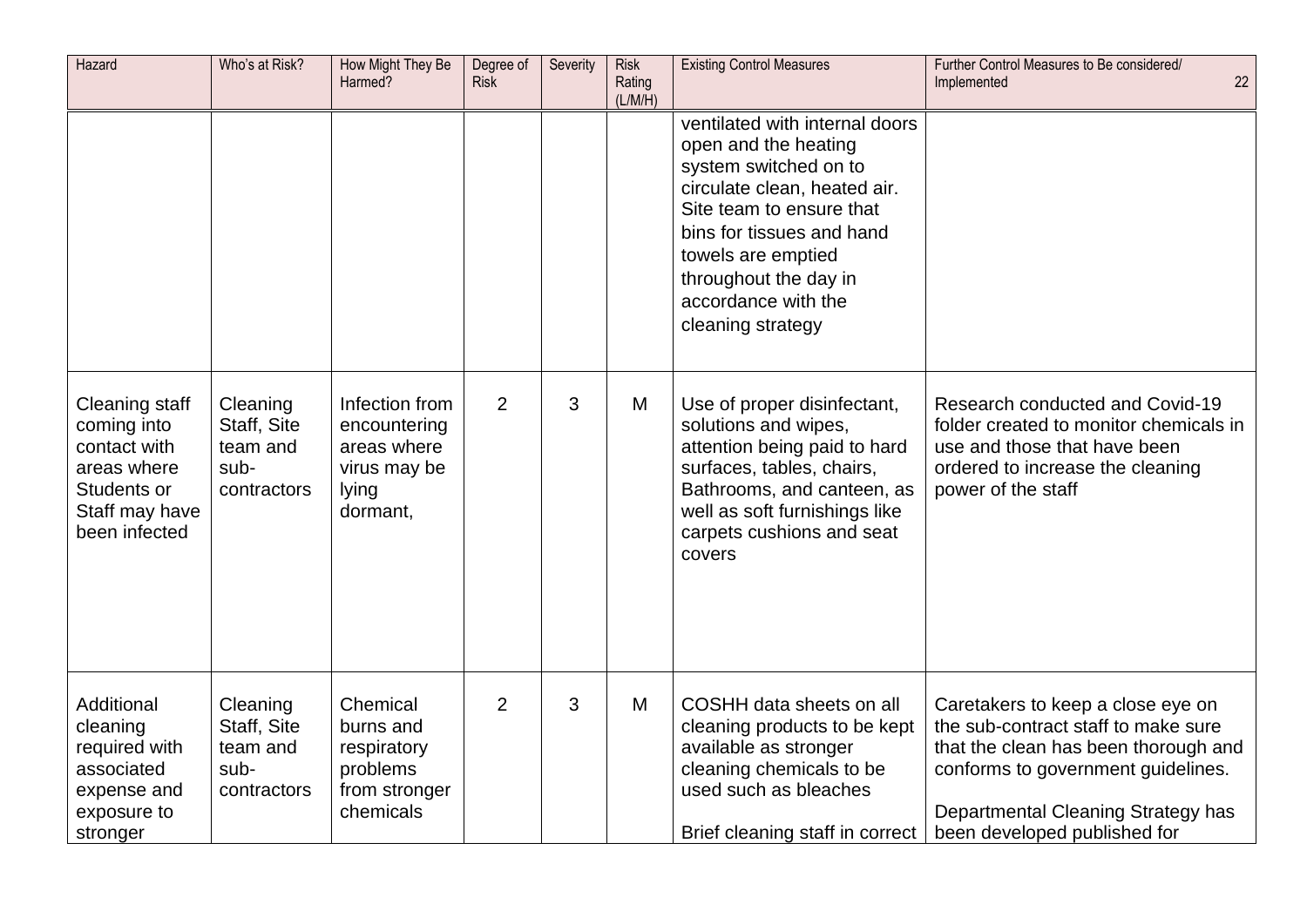| Hazard | Who's at Risk? | How Might They Be Harmed? | Degree of Risk | Severity | Risk Rating (L/M/H) | Existing Control Measures | Further Control Measures to Be considered/ Implemented |
|---|---|---|---|---|---|---|---|
| | | | | | | ventilated with internal doors open and the heating system switched on to circulate clean, heated air. Site team to ensure that bins for tissues and hand towels are emptied throughout the day in accordance with the cleaning strategy | |
| Cleaning staff coming into contact with areas where Students or Staff may have been infected | Cleaning Staff, Site team and sub-contractors | Infection from encountering areas where virus may be lying dormant, | 2 | 3 | M | Use of proper disinfectant, solutions and wipes, attention being paid to hard surfaces, tables, chairs, Bathrooms, and canteen, as well as soft furnishings like carpets cushions and seat covers | Research conducted and Covid-19 folder created to monitor chemicals in use and those that have been ordered to increase the cleaning power of the staff |
| Additional cleaning required with associated expense and exposure to stronger | Cleaning Staff, Site team and sub-contractors | Chemical burns and respiratory problems from stronger chemicals | 2 | 3 | M | COSHH data sheets on all cleaning products to be kept available as stronger cleaning chemicals to be used such as bleaches<br><br>Brief cleaning staff in correct | Caretakers to keep a close eye on the sub-contract staff to make sure that the clean has been thorough and conforms to government guidelines.<br><br>Departmental Cleaning Strategy has been developed published for |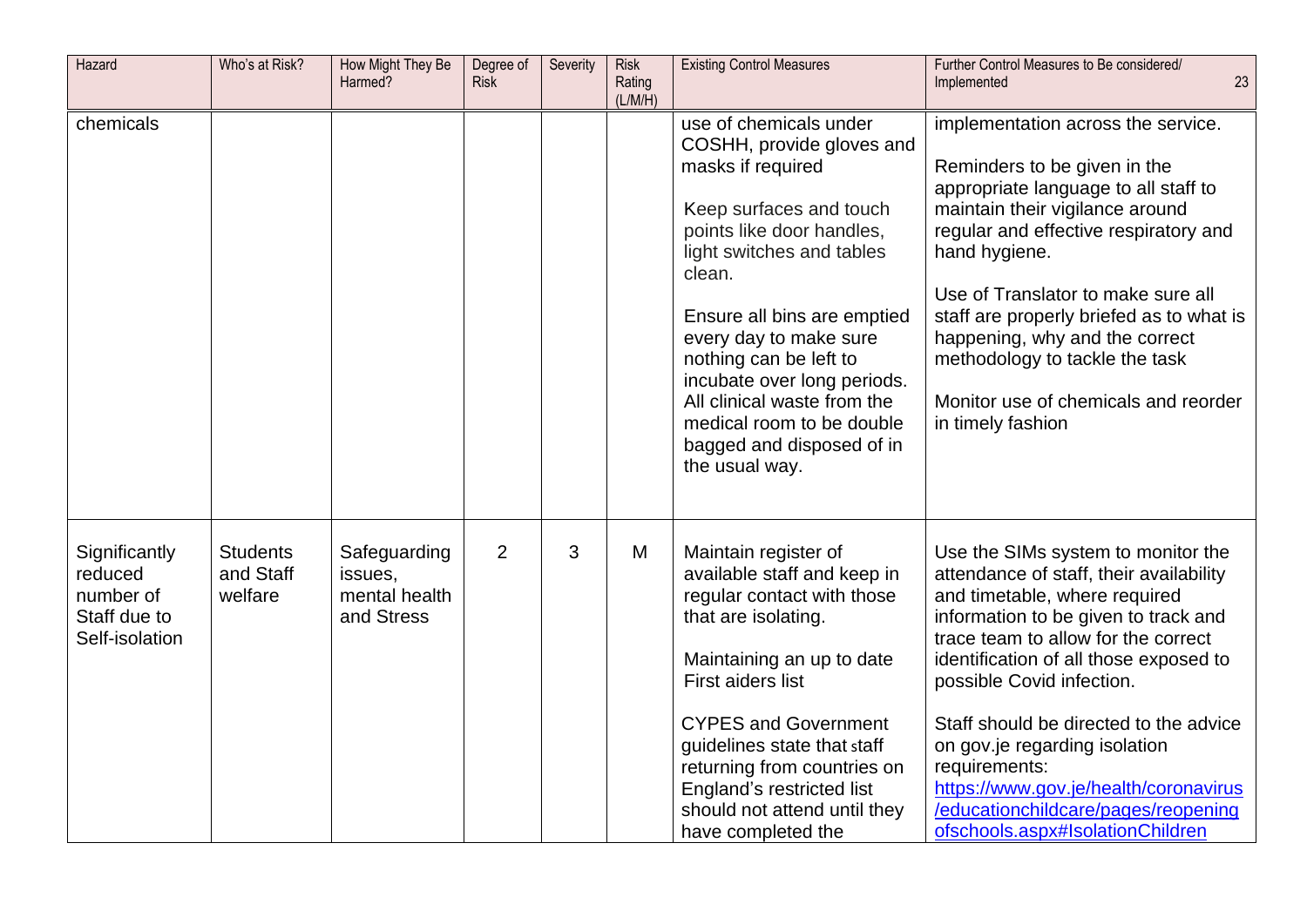| Hazard | Who's at Risk? | How Might They Be Harmed? | Degree of Risk | Severity | Risk Rating (L/M/H) | Existing Control Measures | Further Control Measures to Be considered/ Implemented |
|---|---|---|---|---|---|---|---|
| chemicals | | | | | | use of chemicals under COSHH, provide gloves and masks if required<br><br>Keep surfaces and touch points like door handles, light switches and tables clean.<br><br>Ensure all bins are emptied every day to make sure nothing can be left to incubate over long periods. All clinical waste from the medical room to be double bagged and disposed of in the usual way. | implementation across the service.<br><br>Reminders to be given in the appropriate language to all staff to maintain their vigilance around regular and effective respiratory and hand hygiene.<br><br>Use of Translator to make sure all staff are properly briefed as to what is happening, why and the correct methodology to tackle the task<br><br>Monitor use of chemicals and reorder in timely fashion |
| Significantly reduced number of Staff due to Self-isolation | Students and Staff welfare | Safeguarding issues, mental health and Stress | 2 | 3 | M | Maintain register of available staff and keep in regular contact with those that are isolating.<br><br>Maintaining an up to date First aiders list<br><br>CYPES and Government guidelines state that staff returning from countries on England's restricted list should not attend until they have completed the | Use the SIMs system to monitor the attendance of staff, their availability and timetable, where required information to be given to track and trace team to allow for the correct identification of all those exposed to possible Covid infection.<br><br>Staff should be directed to the advice on gov.je regarding isolation requirements: [https://www.gov.je/health/coronavirus/educationchildcare/pages/reopeningofschools.aspx#IsolationChildren](https://www.gov.je/health/coronavirus/educationchildcare/pages/reopeningofschools.aspx#IsolationChildren) |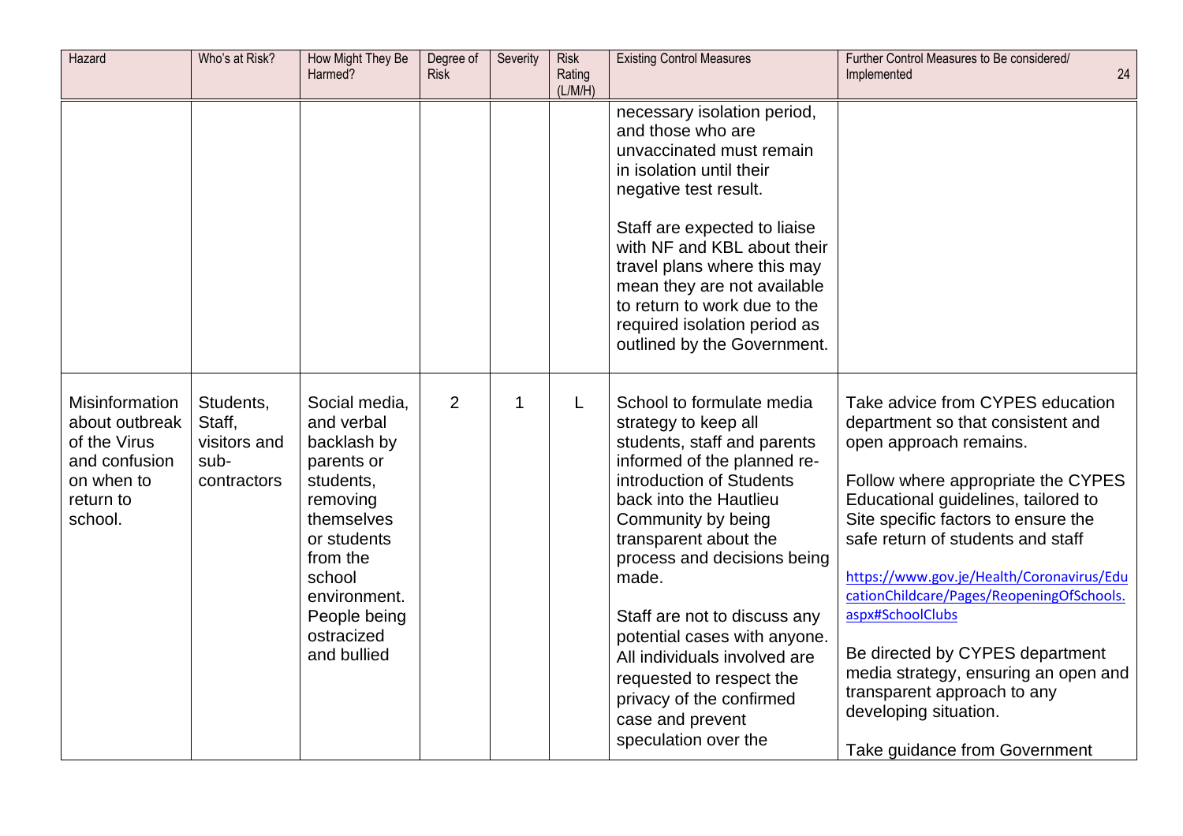| Hazard | Who's at Risk? | How Might They Be Harmed? | Degree of Risk | Severity | Risk Rating (L/M/H) | Existing Control Measures | Further Control Measures to Be considered/ Implemented |
|---|---|---|---|---|---|---|---|
| | | | | | | necessary isolation period, and those who are unvaccinated must remain in isolation until their negative test result.<br><br>Staff are expected to liaise with NF and KBL about their travel plans where this may mean they are not available to return to work due to the required isolation period as outlined by the Government. | |
| Misinformation about outbreak of the Virus and confusion on when to return to school. | Students, Staff, visitors and sub-contractors | Social media, and verbal backlash by parents or students, removing themselves or students from the school environment. People being ostracized and bullied | 2 | 1 | L | School to formulate media strategy to keep all students, staff and parents informed of the planned re-introduction of Students back into the Hautlieu Community by being transparent about the process and decisions being made.<br><br>Staff are not to discuss any potential cases with anyone. All individuals involved are requested to respect the privacy of the confirmed case and prevent speculation over the | Take advice from CYPES education department so that consistent and open approach remains.<br><br>Follow where appropriate the CYPES Educational guidelines, tailored to Site specific factors to ensure the safe return of students and staff<br><br>https://www.gov.je/Health/Coronavirus/EducationChildcare/Pages/ReopeningOfSchools.aspx#SchoolClubs<br><br>Be directed by CYPES department media strategy, ensuring an open and transparent approach to any developing situation.<br><br>Take guidance from Government |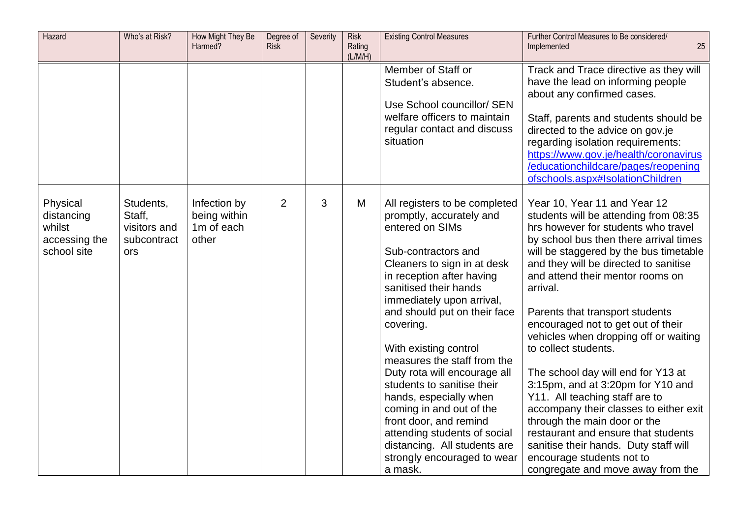| Hazard | Who's at Risk? | How Might They Be Harmed? | Degree of Risk | Severity | Risk Rating (L/M/H) | Existing Control Measures | Further Control Measures to Be considered/ Implemented |
|---|---|---|---|---|---|---|---|
| | | | | | | Member of Staff or Student's absence.<br><br>Use School councillor/ SEN welfare officers to maintain regular contact and discuss situation | Track and Trace directive as they will have the lead on informing people about any confirmed cases.<br><br>Staff, parents and students should be directed to the advice on gov.je regarding isolation requirements: [https://www.gov.je/health/coronavirus/educationchildcare/pages/reopeningofschools.aspx#IsolationChildren](https://www.gov.je/health/coronavirus/educationchildcare/pages/reopeningofschools.aspx#IsolationChildren) |
| Physical distancing whilst accessing the school site | Students, Staff, visitors and subcontractors | Infection by being within 1m of each other | 2 | 3 | M | All registers to be completed promptly, accurately and entered on SIMs<br><br>Sub-contractors and Cleaners to sign in at desk in reception after having sanitised their hands immediately upon arrival, and should put on their face covering.<br><br>With existing control measures the staff from the Duty rota will encourage all students to sanitise their hands, especially when coming in and out of the front door, and remind attending students of social distancing. All students are strongly encouraged to wear a mask. | Year 10, Year 11 and Year 12 students will be attending from 08:35 hrs however for students who travel by school bus then there arrival times will be staggered by the bus timetable and they will be directed to sanitise and attend their mentor rooms on arrival.<br><br>Parents that transport students encouraged not to get out of their vehicles when dropping off or waiting to collect students.<br><br>The school day will end for Y13 at 3:15pm, and at 3:20pm for Y10 and Y11. All teaching staff are to accompany their classes to either exit through the main door or the restaurant and ensure that students sanitise their hands. Duty staff will encourage students not to congregate and move away from the |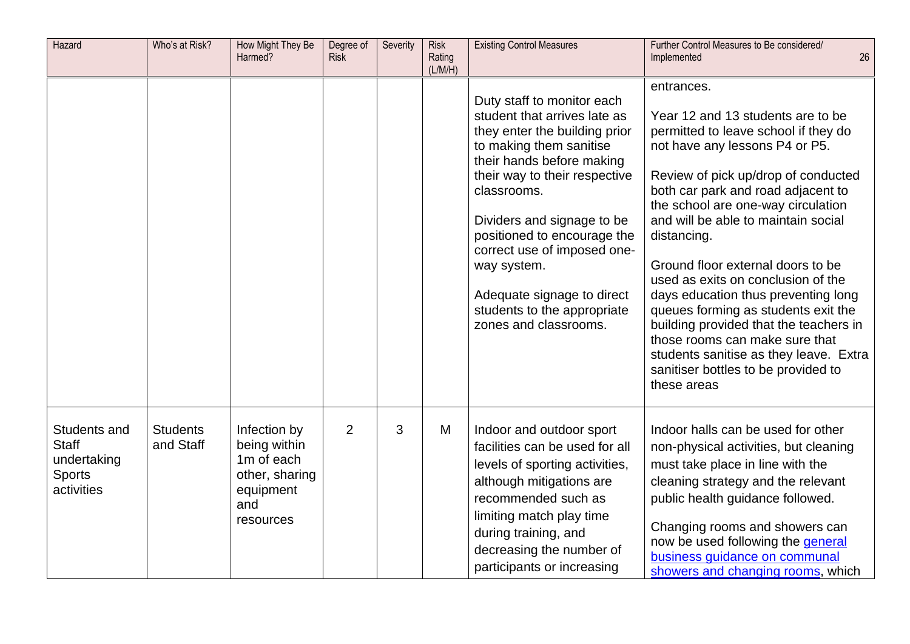| Hazard | Who's at Risk? | How Might They Be Harmed? | Degree of Risk | Severity | Risk Rating (L/M/H) | Existing Control Measures | Further Control Measures to Be considered/ Implemented |
|---|---|---|---|---|---|---|---|
| | | | | | | Duty staff to monitor each student that arrives late as they enter the building prior to making them sanitise their hands before making their way to their respective classrooms.<br><br>Dividers and signage to be positioned to encourage the correct use of imposed one-way system.<br><br>Adequate signage to direct students to the appropriate zones and classrooms. | entrances.<br><br>Year 12 and 13 students are to be permitted to leave school if they do not have any lessons P4 or P5.<br><br>Review of pick up/drop of conducted both car park and road adjacent to the school are one-way circulation and will be able to maintain social distancing.<br><br>Ground floor external doors to be used as exits on conclusion of the days education thus preventing long queues forming as students exit the building provided that the teachers in those rooms can make sure that students sanitise as they leave. Extra sanitiser bottles to be provided to these areas |
| Students and Staff undertaking Sports activities | Students and Staff | Infection by being within 1m of each other, sharing equipment and resources | 2 | 3 | M | Indoor and outdoor sport facilities can be used for all levels of sporting activities, although mitigations are recommended such as limiting match play time during training, and decreasing the number of participants or increasing | Indoor halls can be used for other non-physical activities, but cleaning must take place in line with the cleaning strategy and the relevant public health guidance followed.<br><br>Changing rooms and showers can now be used following the general business guidance on communal showers and changing rooms, which |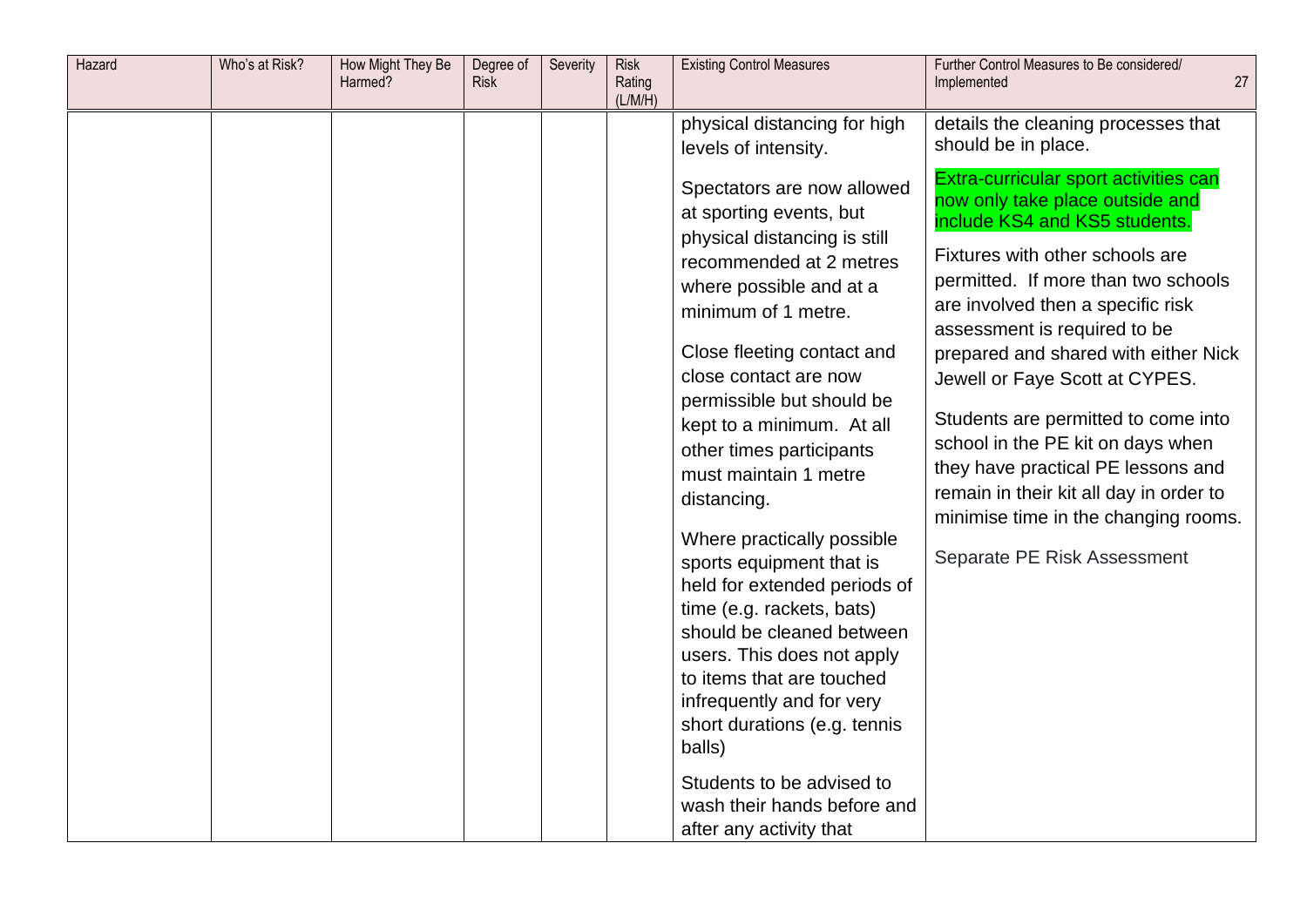| Hazard | Who's at Risk? | How Might They Be Harmed? | Degree of Risk | Severity | Risk Rating (L/M/H) | Existing Control Measures | Further Control Measures to Be considered/ Implemented |
|---|---|---|---|---|---|---|---|
| | | | | | | physical distancing for high levels of intensity.<br><br>Spectators are now allowed at sporting events, but physical distancing is still recommended at 2 metres where possible and at a minimum of 1 metre.<br><br>Close fleeting contact and close contact are now permissible but should be kept to a minimum. At all other times participants must maintain 1 metre distancing.<br><br>Where practically possible sports equipment that is held for extended periods of time (e.g. rackets, bats) should be cleaned between users. This does not apply to items that are touched infrequently and for very short durations (e.g. tennis balls)<br><br>Students to be advised to wash their hands before and after any activity that | details the cleaning processes that should be in place.<br><br>Extra-curricular sport activities can now only take place outside and include KS4 and KS5 students.<br><br>Fixtures with other schools are permitted. If more than two schools are involved then a specific risk assessment is required to be prepared and shared with either Nick Jewell or Faye Scott at CYPES.<br><br>Students are permitted to come into school in the PE kit on days when they have practical PE lessons and remain in their kit all day in order to minimise time in the changing rooms.<br><br>Separate PE Risk Assessment |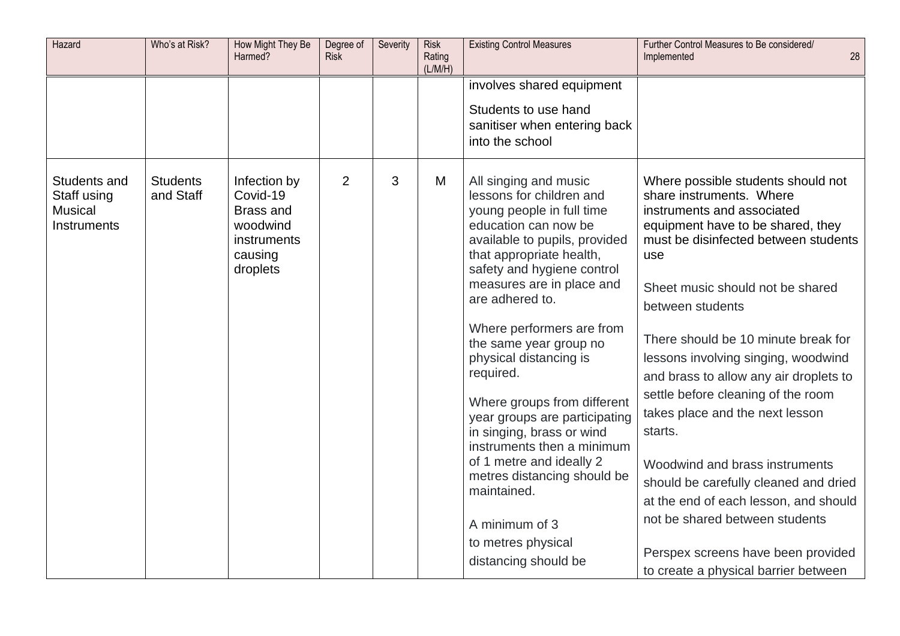| Hazard | Who's at Risk? | How Might They Be Harmed? | Degree of Risk | Severity | Risk Rating (L/M/H) | Existing Control Measures | Further Control Measures to Be considered/ Implemented |
|---|---|---|---|---|---|---|---|
| | | | | | | involves shared equipment<br><br>Students to use hand sanitiser when entering back into the school | |
| Students and Staff using Musical Instruments | Students and Staff | Infection by Covid-19 Brass and woodwind instruments causing droplets | 2 | 3 | M | All singing and music lessons for children and young people in full time education can now be available to pupils, provided that appropriate health, safety and hygiene control measures are in place and are adhered to.<br><br>Where performers are from the same year group no physical distancing is required.<br><br>Where groups from different year groups are participating in singing, brass or wind instruments then a minimum of 1 metre and ideally 2 metres distancing should be maintained.<br><br>A minimum of 3 to metres physical distancing should be | Where possible students should not share instruments. Where instruments and associated equipment have to be shared, they must be disinfected between students use<br><br>Sheet music should not be shared between students<br><br>There should be 10 minute break for lessons involving singing, woodwind and brass to allow any air droplets to settle before cleaning of the room takes place and the next lesson starts.<br><br>Woodwind and brass instruments should be carefully cleaned and dried at the end of each lesson, and should not be shared between students<br><br>Perspex screens have been provided to create a physical barrier between |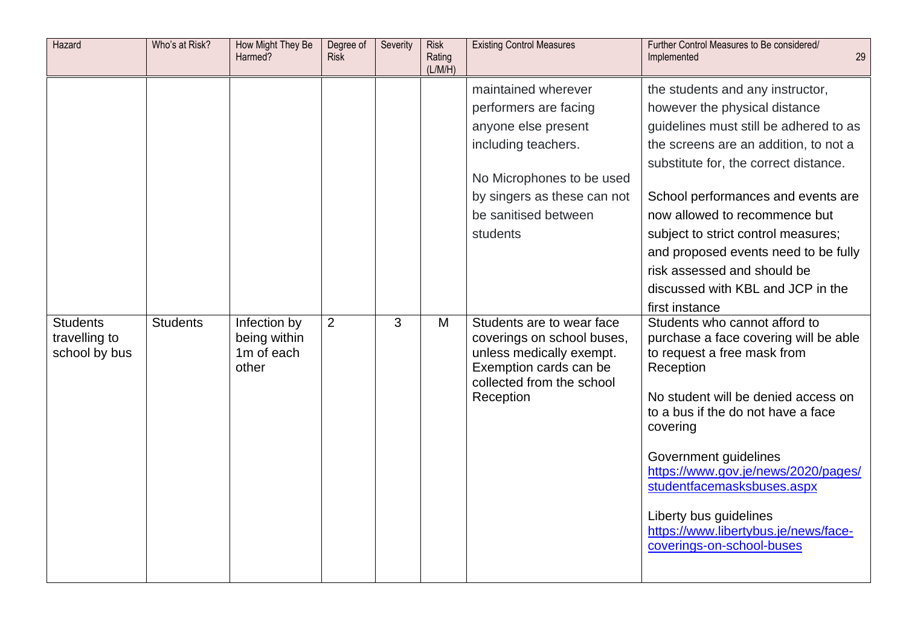| Hazard | Who's at Risk? | How Might They Be Harmed? | Degree of Risk | Severity | Risk Rating (L/M/H) | Existing Control Measures | Further Control Measures to Be considered/ Implemented |
|---|---|---|---|---|---|---|---|
| | | | | | | maintained wherever performers are facing anyone else present including teachers.<br><br>No Microphones to be used by singers as these can not be sanitised between students | the students and any instructor, however the physical distance guidelines must still be adhered to as the screens are an addition, to not a substitute for, the correct distance.<br><br>School performances and events are now allowed to recommence but subject to strict control measures; and proposed events need to be fully risk assessed and should be discussed with KBL and JCP in the first instance |
| Students travelling to school by bus | Students | Infection by being within 1m of each other | 2 | 3 | M | Students are to wear face coverings on school buses, unless medically exempt. Exemption cards can be collected from the school Reception | Students who cannot afford to purchase a face covering will be able to request a free mask from Reception<br><br>No student will be denied access on to a bus if the do not have a face covering<br><br>Government guidelines https://www.gov.je/news/2020/pages/studentfacemasksbuses.aspx<br><br>Liberty bus guidelines https://www.libertybus.je/news/face-coverings-on-school-buses |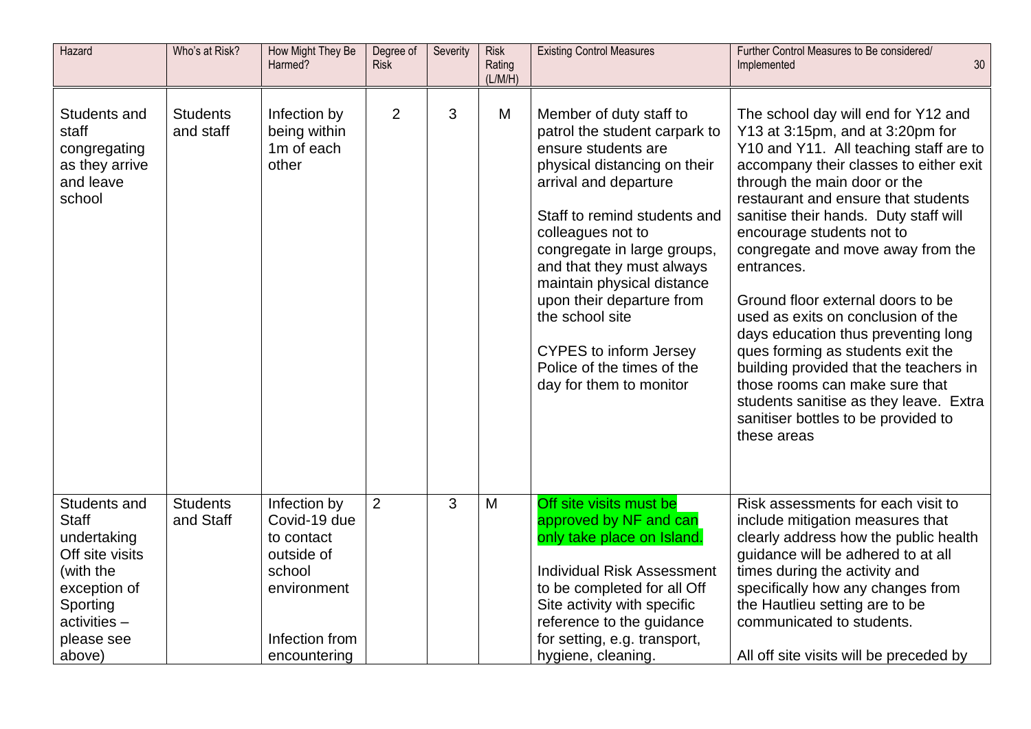| Hazard | Who's at Risk? | How Might They Be Harmed? | Degree of Risk | Severity | Risk Rating (L/M/H) | Existing Control Measures | Further Control Measures to Be considered/ Implemented |
|---|---|---|---|---|---|---|---|
| Students and staff congregating as they arrive and leave school | Students and staff | Infection by being within 1m of each other | 2 | 3 | M | Member of duty staff to patrol the student carpark to ensure students are physical distancing on their arrival and departure<br><br>Staff to remind students and colleagues not to congregate in large groups, and that they must always maintain physical distance upon their departure from the school site<br><br>CYPES to inform Jersey Police of the times of the day for them to monitor | The school day will end for Y12 and Y13 at 3:15pm, and at 3:20pm for Y10 and Y11. All teaching staff are to accompany their classes to either exit through the main door or the restaurant and ensure that students sanitise their hands. Duty staff will encourage students not to congregate and move away from the entrances.<br><br>Ground floor external doors to be used as exits on conclusion of the days education thus preventing long ques forming as students exit the building provided that the teachers in those rooms can make sure that students sanitise as they leave. Extra sanitiser bottles to be provided to these areas |
| Students and Staff undertaking Off site visits (with the exception of Sporting activities – please see above) | Students and Staff | Infection by Covid-19 due to contact outside of school environment<br><br>Infection from encountering | 2 | 3 | M | Off site visits must be approved by NF and can only take place on Island.<br><br>Individual Risk Assessment to be completed for all Off Site activity with specific reference to the guidance for setting, e.g. transport, hygiene, cleaning. | Risk assessments for each visit to include mitigation measures that clearly address how the public health guidance will be adhered to at all times during the activity and specifically how any changes from the Hautlieu setting are to be communicated to students.<br><br>All off site visits will be preceded by |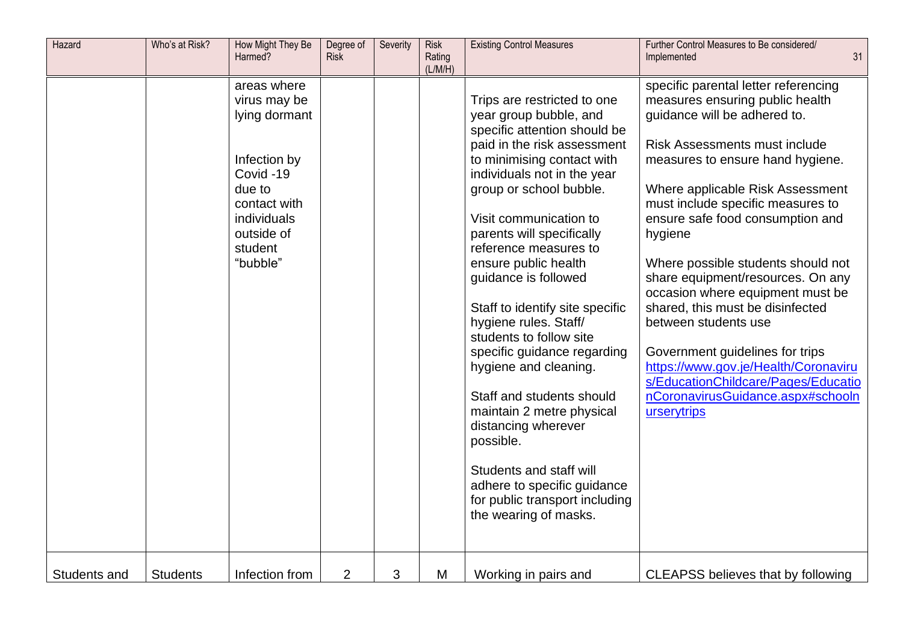| Hazard | Who's at Risk? | How Might They Be Harmed? | Degree of Risk | Severity | Risk Rating (L/M/H) | Existing Control Measures | Further Control Measures to Be considered/ Implemented |
|---|---|---|---|---|---|---|---|
| | | areas where virus may be lying dormant<br><br>Infection by Covid -19 due to contact with individuals outside of student "bubble" | | | | Trips are restricted to one year group bubble, and specific attention should be paid in the risk assessment to minimising contact with individuals not in the year group or school bubble.<br><br>Visit communication to parents will specifically reference measures to ensure public health guidance is followed<br><br>Staff to identify site specific hygiene rules. Staff/ students to follow site specific guidance regarding hygiene and cleaning.<br><br>Staff and students should maintain 2 metre physical distancing wherever possible.<br><br>Students and staff will adhere to specific guidance for public transport including the wearing of masks. | specific parental letter referencing measures ensuring public health guidance will be adhered to.<br><br>Risk Assessments must include measures to ensure hand hygiene.<br><br>Where applicable Risk Assessment must include specific measures to ensure safe food consumption and hygiene<br><br>Where possible students should not share equipment/resources. On any occasion where equipment must be shared, this must be disinfected between students use<br><br>Government guidelines for trips [https://www.gov.je/Health/Coronavirus/EducationChildcare/Pages/EducationCoronavirusGuidance.aspx#schoolnurserytrips](https://www.gov.je/Health/Coronavirus/EducationChildcare/Pages/EducationCoronavirusGuidance.aspx#schoolnurserytrips) |
| Students and | Students | Infection from | 2 | 3 | M | Working in pairs and | CLEAPSS believes that by following |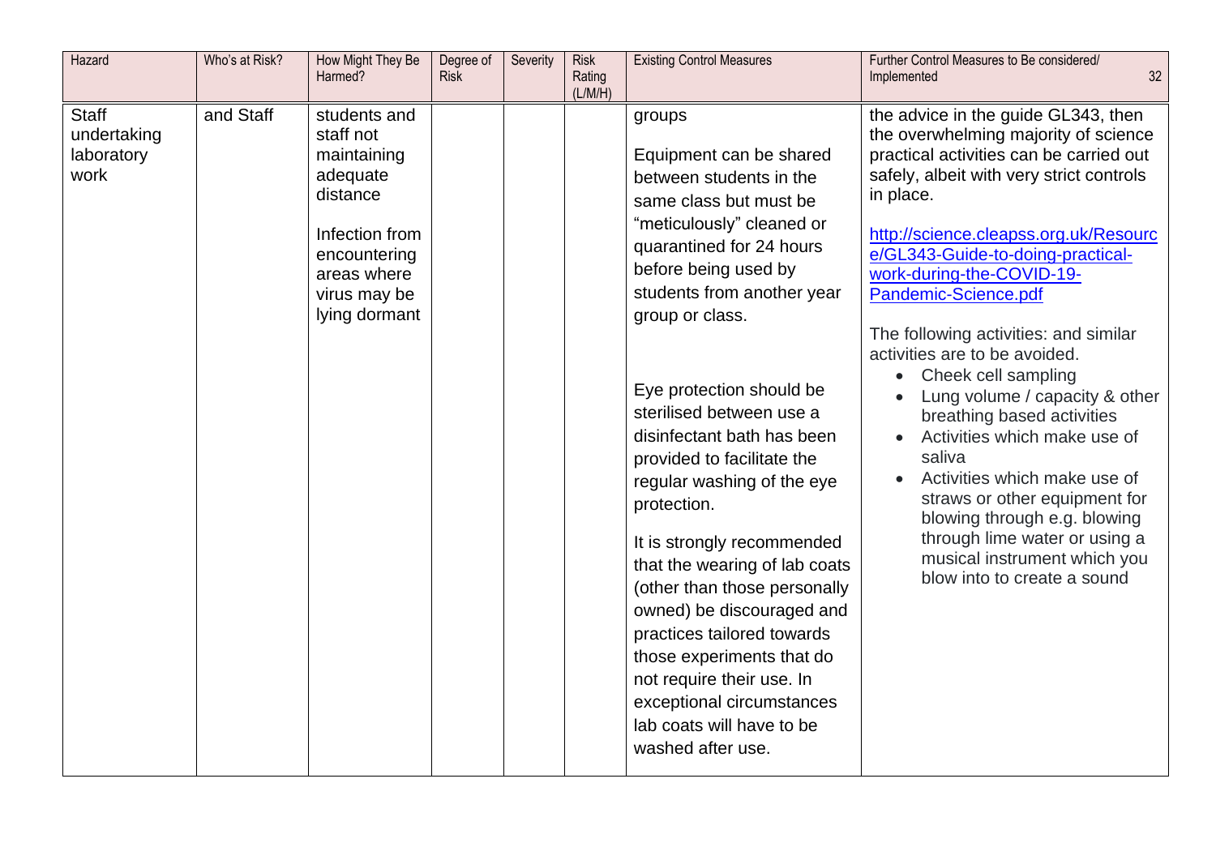| Hazard | Who's at Risk? | How Might They Be Harmed? | Degree of Risk | Severity | Risk Rating (L/M/H) | Existing Control Measures | Further Control Measures to Be considered/ Implemented |
|---|---|---|---|---|---|---|---|
| Staff undertaking laboratory work | and Staff | students and staff not maintaining adequate distance<br><br>Infection from encountering areas where virus may be lying dormant | | | | groups<br><br>Equipment can be shared between students in the same class but must be "meticulously" cleaned or quarantined for 24 hours before being used by students from another year group or class.<br><br>Eye protection should be sterilised between use a disinfectant bath has been provided to facilitate the regular washing of the eye protection.<br><br>It is strongly recommended that the wearing of lab coats (other than those personally owned) be discouraged and practices tailored towards those experiments that do not require their use. In exceptional circumstances lab coats will have to be washed after use. | the advice in the guide GL343, then the overwhelming majority of science practical activities can be carried out safely, albeit with very strict controls in place.<br><br>http://science.cleapss.org.uk/Resource/GL343-Guide-to-doing-practical-work-during-the-COVID-19-Pandemic-Science.pdf<br><br>The following activities: and similar activities are to be avoided.<br>• Cheek cell sampling<br>• Lung volume / capacity & other breathing based activities<br>• Activities which make use of saliva<br>• Activities which make use of straws or other equipment for blowing through e.g. blowing through lime water or using a musical instrument which you blow into to create a sound |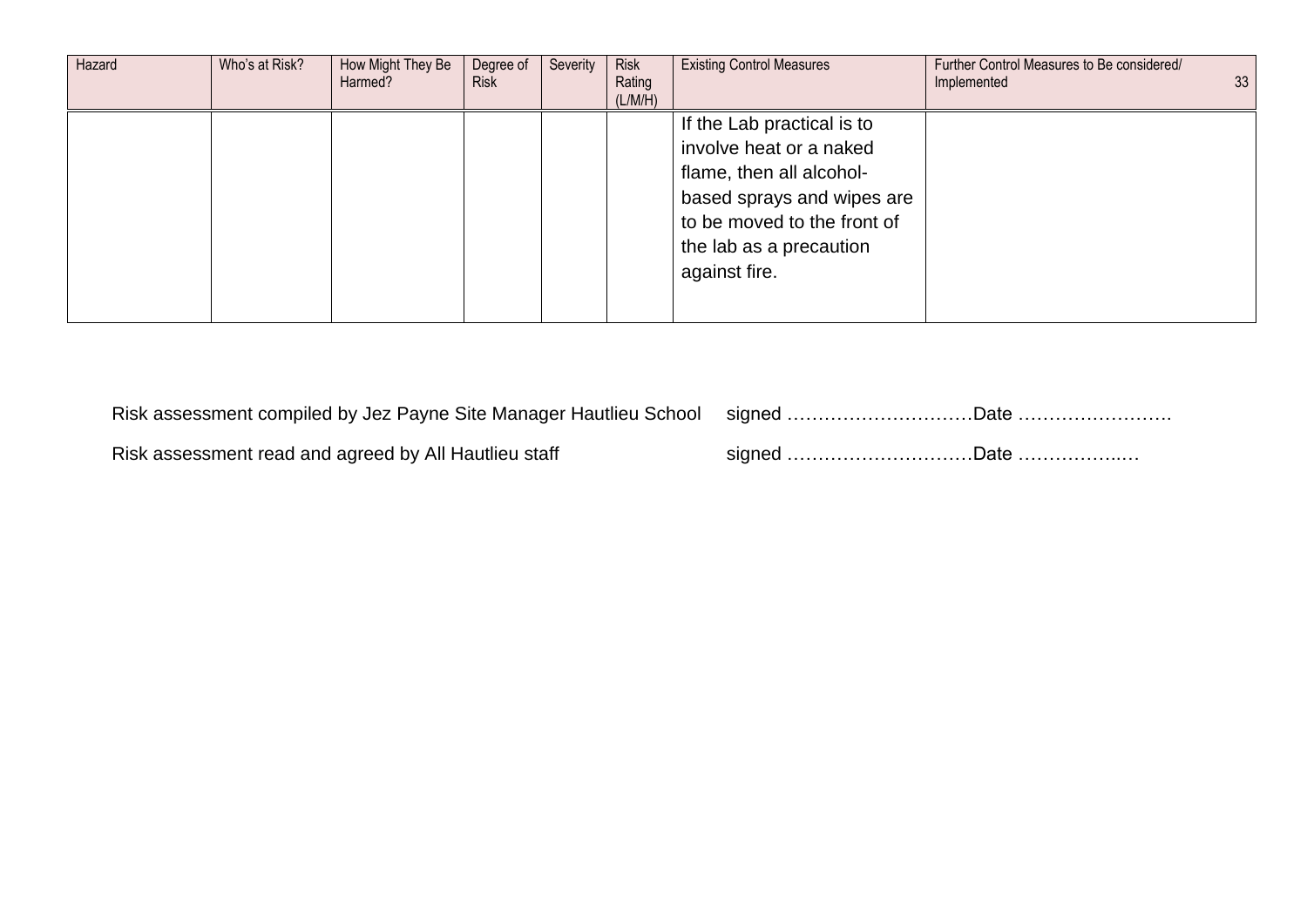| Hazard | Who's at Risk? | How Might They Be Harmed? | Degree of Risk | Severity | Risk Rating (L/M/H) | Existing Control Measures | Further Control Measures to Be considered/ Implemented |
|---|---|---|---|---|---|---|---|
| | | | | | | If the Lab practical is to involve heat or a naked flame, then all alcohol-based sprays and wipes are to be moved to the front of the lab as a precaution against fire. | |

Risk assessment compiled by Jez Payne Site Manager Hautlieu School signed …………………………Date …………………….

Risk assessment read and agreed by All Hautlieu staff signed …………………………Date ……………..…